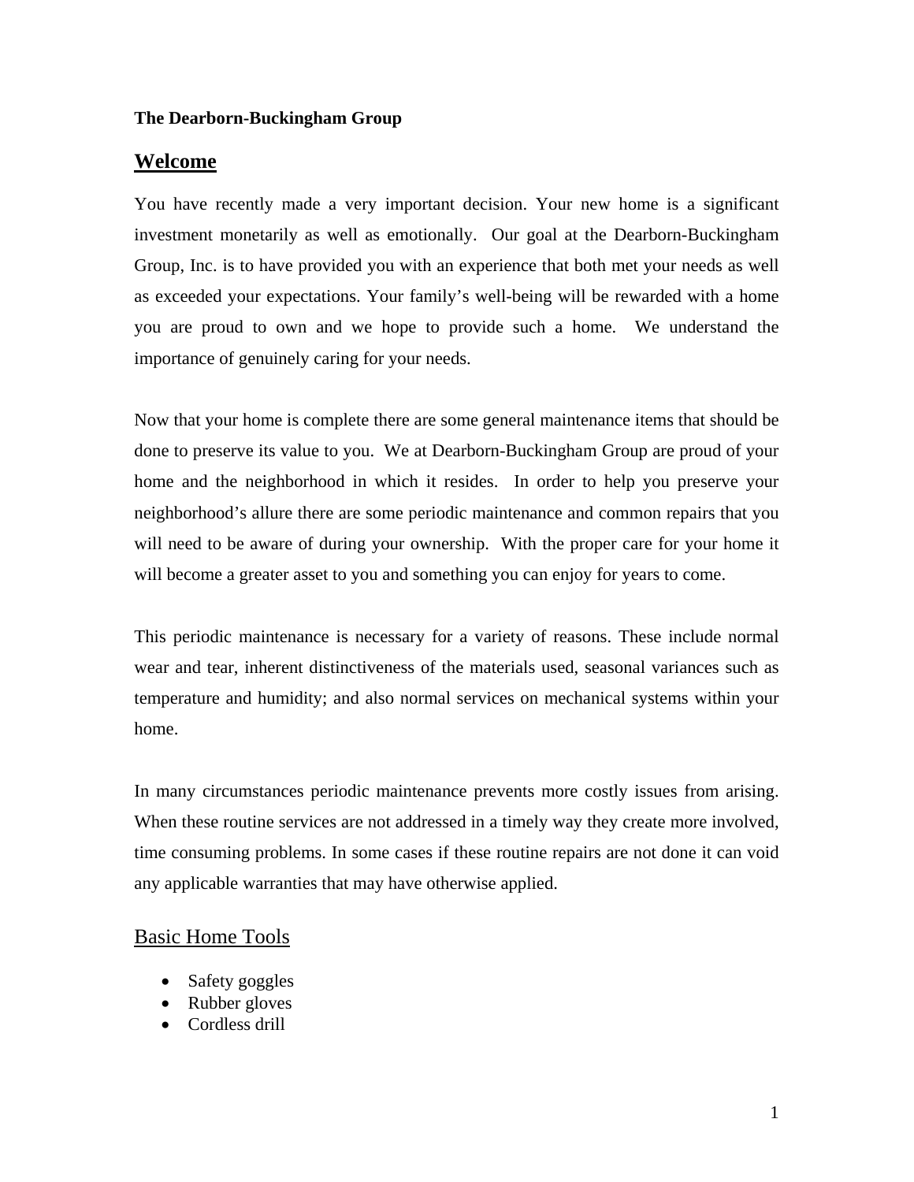**The Dearborn-Buckingham Group**

## Welcome

You have recently made a very important decision. Your new home is a significant investment monetarily as well as emotionally. Our goal at the Dearborn-Buckingham Group, Inc. is to have provided you with an experience that both met your needs as well as exceeded your expectations. Your family's well-being will be rewarded with a home you are proud to own and we hope to provide such a home. We understand the importance of genuinely caring for your needs.

Now that your home is complete there are some general maintenance items that should be done to preserve its value to you. We at Dearborn-Buckingham Group are proud of your home and the neighborhood in which it resides. In order to help you preserve your neighborhood's allure there are some periodic maintenance and common repairs that you will need to be aware of during your ownership. With the proper care for your home it will become a greater asset to you and something you can enjoy for years to come.

This periodic maintenance is necessary for a variety of reasons. These include normal wear and tear, inherent distinctiveness of the materials used, seasonal variances such as temperature and humidity; and also normal services on mechanical systems within your home.

In many circumstances periodic maintenance prevents more costly issues from arising. When these routine services are not addressed in a timely way they create more involved, time consuming problems. In some cases if these routine repairs are not done it can void any applicable warranties that may have otherwise applied.

### Basic Home Tools

- Safety goggles
- Rubber gloves
- Cordless drill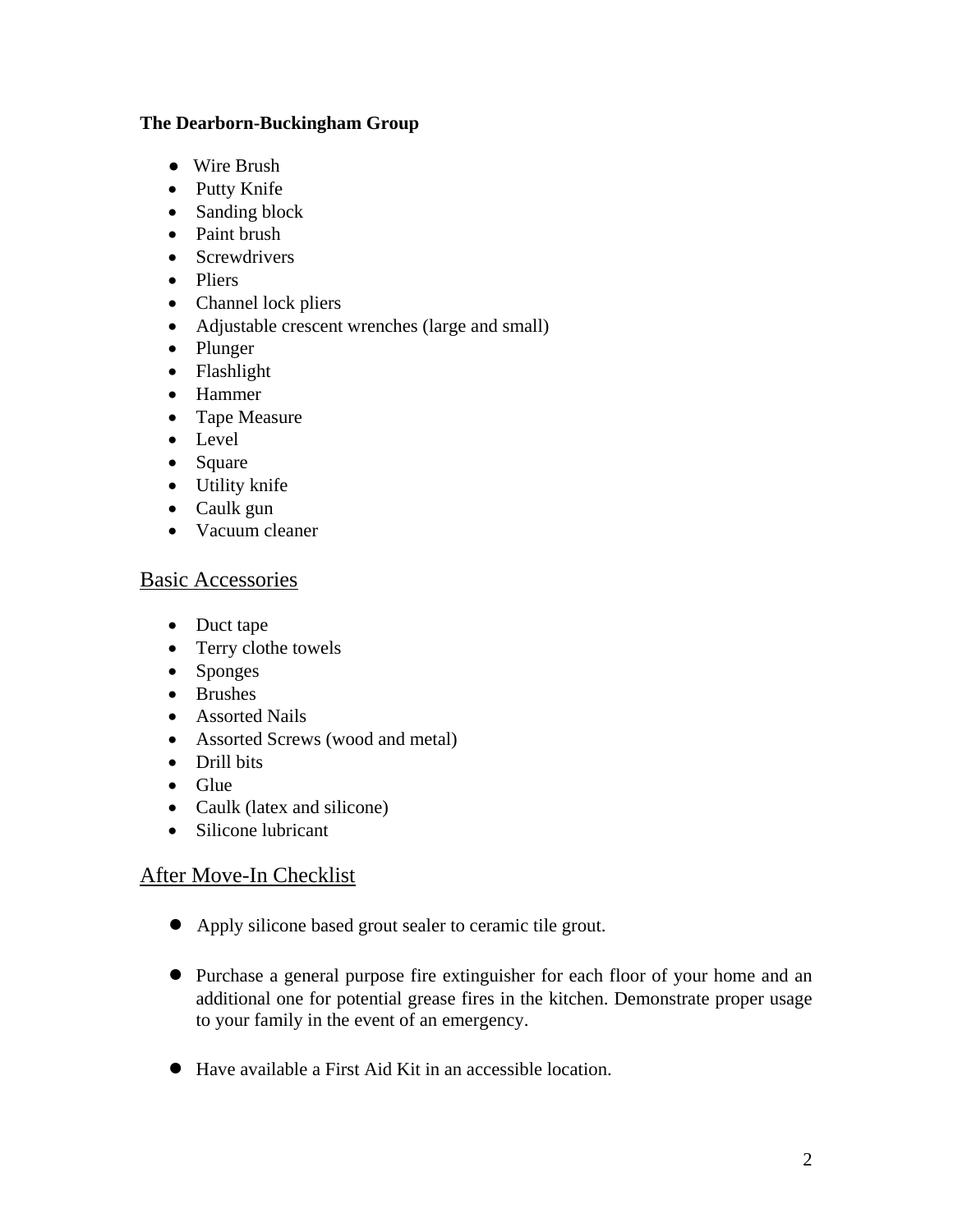**The Dearborn-Buckingham Group**

- Wire Brush
- Putty Knife
- Sanding block
- Paint brush
- Screwdrivers
- Pliers
- Channel lock pliers
- Adjustable crescent wrenches (large and small)
- Plunger
- Flashlight
- Hammer
- Tape Measure
- Level
- Square
- Utility knife
- Caulk gun
- Vacuum cleaner

## Basic Accessories

- Duct tape
- Terry clothe towels
- Sponges
- Brushes
- Assorted Nails
- Assorted Screws (wood and metal)
- Drill bits
- Glue
- Caulk (latex and silicone)
- Silicone lubricant

## After Move-In Checklist

- Apply silicone based grout sealer to ceramic tile grout.

- Purchase a general purpose fire extinguisher for each floor of your home and an additional one for potential grease fires in the kitchen. Demonstrate proper usage to your family in the event of an emergency.

- Have available a First Aid Kit in an accessible location.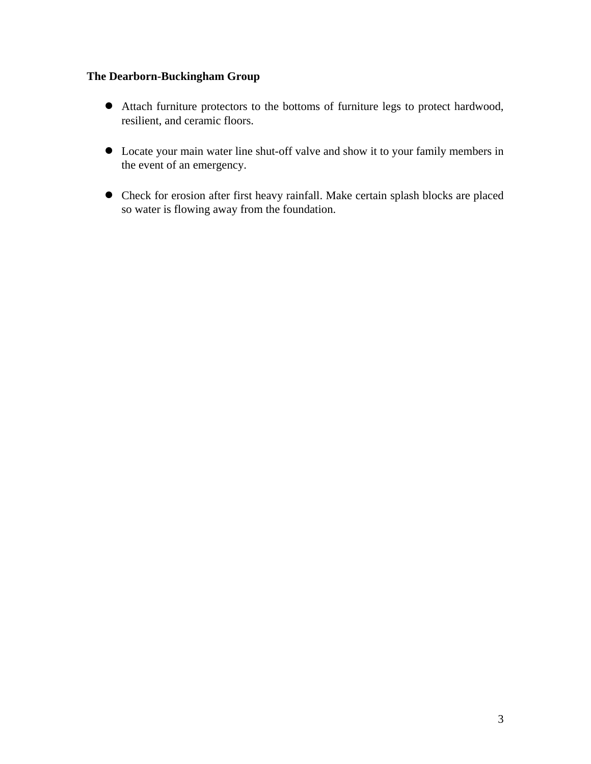- Attach furniture protectors to the bottoms of furniture legs to protect hardwood, resilient, and ceramic floors.

- Locate your main water line shut-off valve and show it to your family members in the event of an emergency.

- Check for erosion after first heavy rainfall. Make certain splash blocks are placed so water is flowing away from the foundation.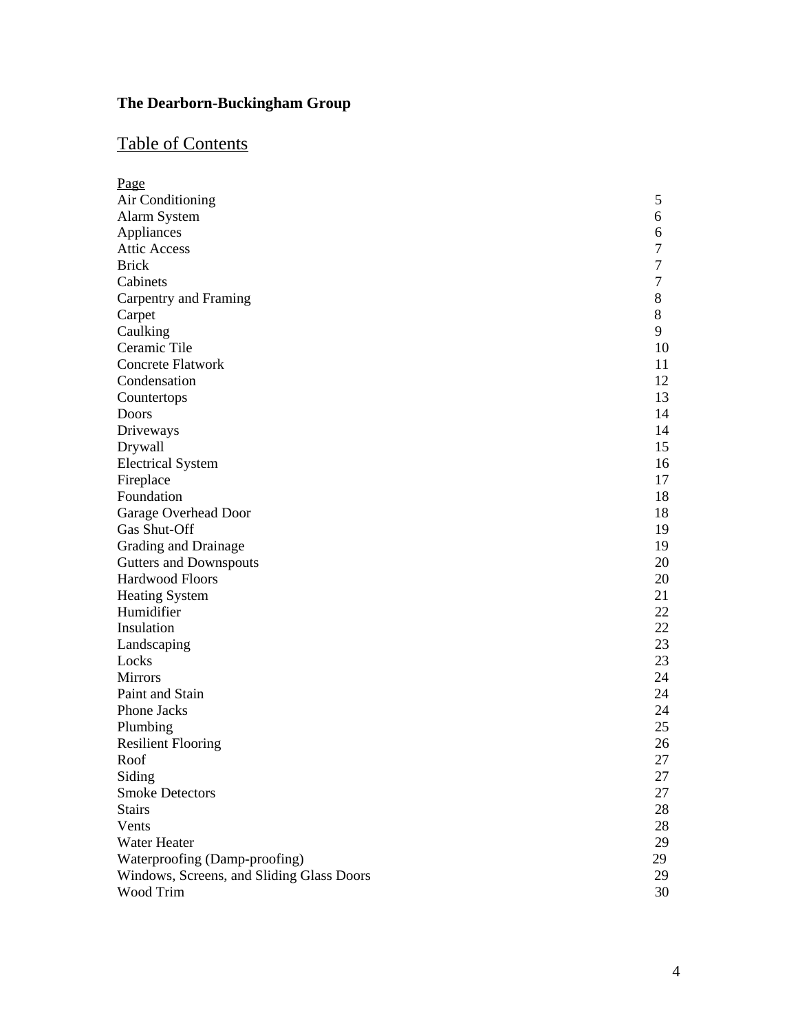**The Dearborn-Buckingham Group**

## Table of Contents

| Page | |
|---|---|
| Air Conditioning | 5 |
| Alarm System | 6 |
| Appliances | 6 |
| Attic Access | 7 |
| Brick | 7 |
| Cabinets | 7 |
| Carpentry and Framing | 8 |
| Carpet | 8 |
| Caulking | 9 |
| Ceramic Tile | 10 |
| Concrete Flatwork | 11 |
| Condensation | 12 |
| Countertops | 13 |
| Doors | 14 |
| Driveways | 14 |
| Drywall | 15 |
| Electrical System | 16 |
| Fireplace | 17 |
| Foundation | 18 |
| Garage Overhead Door | 18 |
| Gas Shut-Off | 19 |
| Grading and Drainage | 19 |
| Gutters and Downspouts | 20 |
| Hardwood Floors | 20 |
| Heating System | 21 |
| Humidifier | 22 |
| Insulation | 22 |
| Landscaping | 23 |
| Locks | 23 |
| Mirrors | 24 |
| Paint and Stain | 24 |
| Phone Jacks | 24 |
| Plumbing | 25 |
| Resilient Flooring | 26 |
| Roof | 27 |
| Siding | 27 |
| Smoke Detectors | 27 |
| Stairs | 28 |
| Vents | 28 |
| Water Heater | 29 |
| Waterproofing (Damp-proofing) | 29 |
| Windows, Screens, and Sliding Glass Doors | 29 |
| Wood Trim | 30 |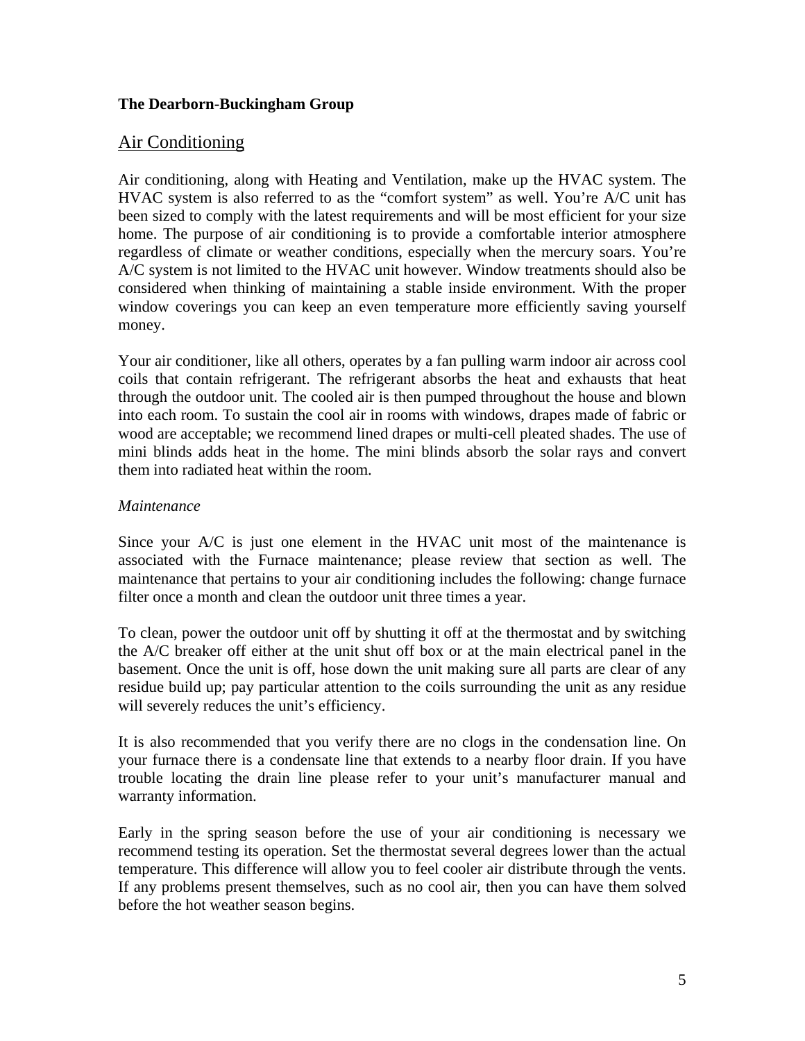**The Dearborn-Buckingham Group**

## Air Conditioning

Air conditioning, along with Heating and Ventilation, make up the HVAC system. The HVAC system is also referred to as the "comfort system" as well. You're A/C unit has been sized to comply with the latest requirements and will be most efficient for your size home. The purpose of air conditioning is to provide a comfortable interior atmosphere regardless of climate or weather conditions, especially when the mercury soars. You're A/C system is not limited to the HVAC unit however. Window treatments should also be considered when thinking of maintaining a stable inside environment. With the proper window coverings you can keep an even temperature more efficiently saving yourself money.

Your air conditioner, like all others, operates by a fan pulling warm indoor air across cool coils that contain refrigerant. The refrigerant absorbs the heat and exhausts that heat through the outdoor unit. The cooled air is then pumped throughout the house and blown into each room. To sustain the cool air in rooms with windows, drapes made of fabric or wood are acceptable; we recommend lined drapes or multi-cell pleated shades. The use of mini blinds adds heat in the home. The mini blinds absorb the solar rays and convert them into radiated heat within the room.

*Maintenance*

Since your A/C is just one element in the HVAC unit most of the maintenance is associated with the Furnace maintenance; please review that section as well. The maintenance that pertains to your air conditioning includes the following: change furnace filter once a month and clean the outdoor unit three times a year.

To clean, power the outdoor unit off by shutting it off at the thermostat and by switching the A/C breaker off either at the unit shut off box or at the main electrical panel in the basement. Once the unit is off, hose down the unit making sure all parts are clear of any residue build up; pay particular attention to the coils surrounding the unit as any residue will severely reduces the unit's efficiency.

It is also recommended that you verify there are no clogs in the condensation line. On your furnace there is a condensate line that extends to a nearby floor drain. If you have trouble locating the drain line please refer to your unit's manufacturer manual and warranty information.

Early in the spring season before the use of your air conditioning is necessary we recommend testing its operation. Set the thermostat several degrees lower than the actual temperature. This difference will allow you to feel cooler air distribute through the vents. If any problems present themselves, such as no cool air, then you can have them solved before the hot weather season begins.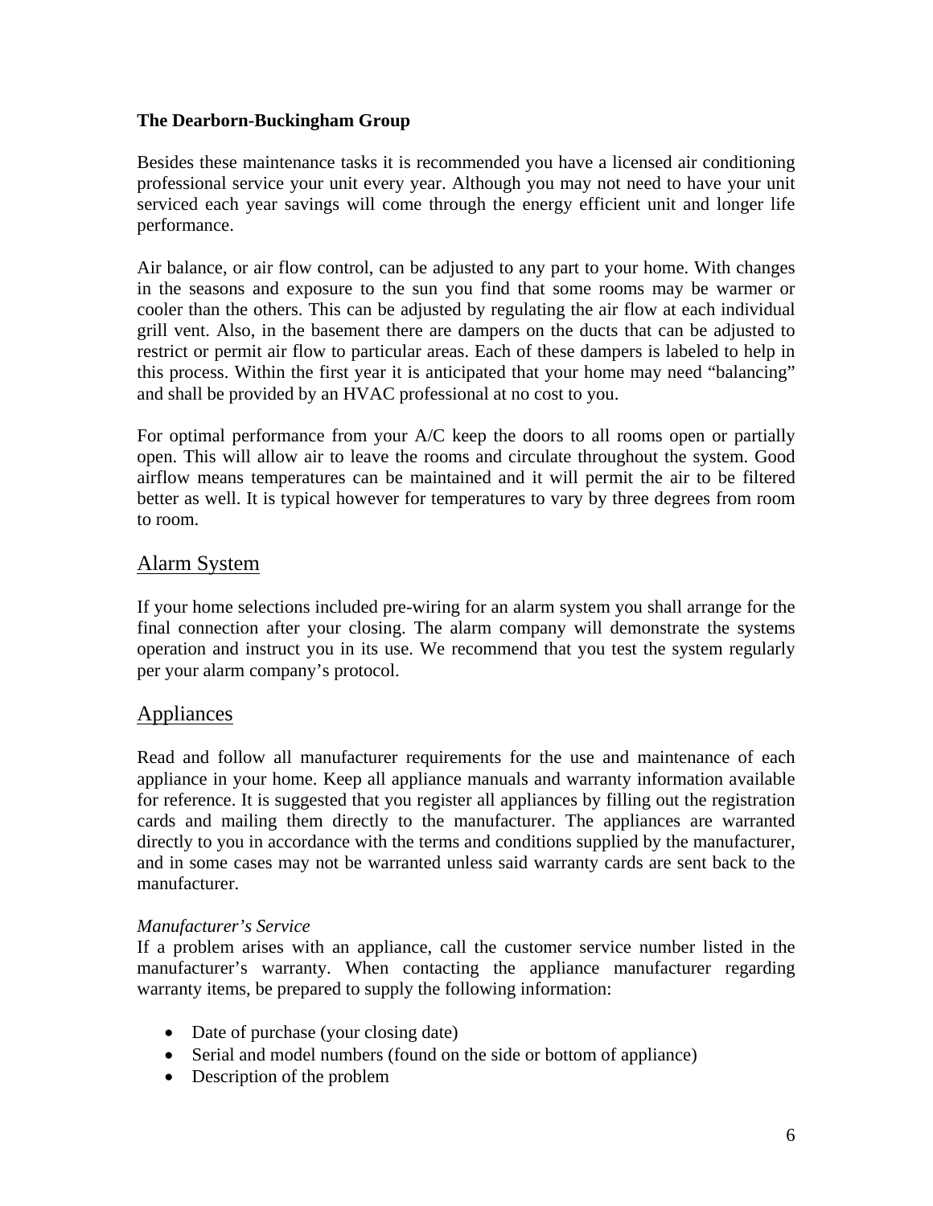**The Dearborn-Buckingham Group**

Besides these maintenance tasks it is recommended you have a licensed air conditioning professional service your unit every year. Although you may not need to have your unit serviced each year savings will come through the energy efficient unit and longer life performance.

Air balance, or air flow control, can be adjusted to any part to your home. With changes in the seasons and exposure to the sun you find that some rooms may be warmer or cooler than the others. This can be adjusted by regulating the air flow at each individual grill vent. Also, in the basement there are dampers on the ducts that can be adjusted to restrict or permit air flow to particular areas. Each of these dampers is labeled to help in this process. Within the first year it is anticipated that your home may need "balancing" and shall be provided by an HVAC professional at no cost to you.

For optimal performance from your A/C keep the doors to all rooms open or partially open. This will allow air to leave the rooms and circulate throughout the system. Good airflow means temperatures can be maintained and it will permit the air to be filtered better as well. It is typical however for temperatures to vary by three degrees from room to room.

## Alarm System

If your home selections included pre-wiring for an alarm system you shall arrange for the final connection after your closing. The alarm company will demonstrate the systems operation and instruct you in its use. We recommend that you test the system regularly per your alarm company's protocol.

## Appliances

Read and follow all manufacturer requirements for the use and maintenance of each appliance in your home. Keep all appliance manuals and warranty information available for reference. It is suggested that you register all appliances by filling out the registration cards and mailing them directly to the manufacturer. The appliances are warranted directly to you in accordance with the terms and conditions supplied by the manufacturer, and in some cases may not be warranted unless said warranty cards are sent back to the manufacturer.

*Manufacturer's Service*

If a problem arises with an appliance, call the customer service number listed in the manufacturer's warranty. When contacting the appliance manufacturer regarding warranty items, be prepared to supply the following information:

- Date of purchase (your closing date)
- Serial and model numbers (found on the side or bottom of appliance)
- Description of the problem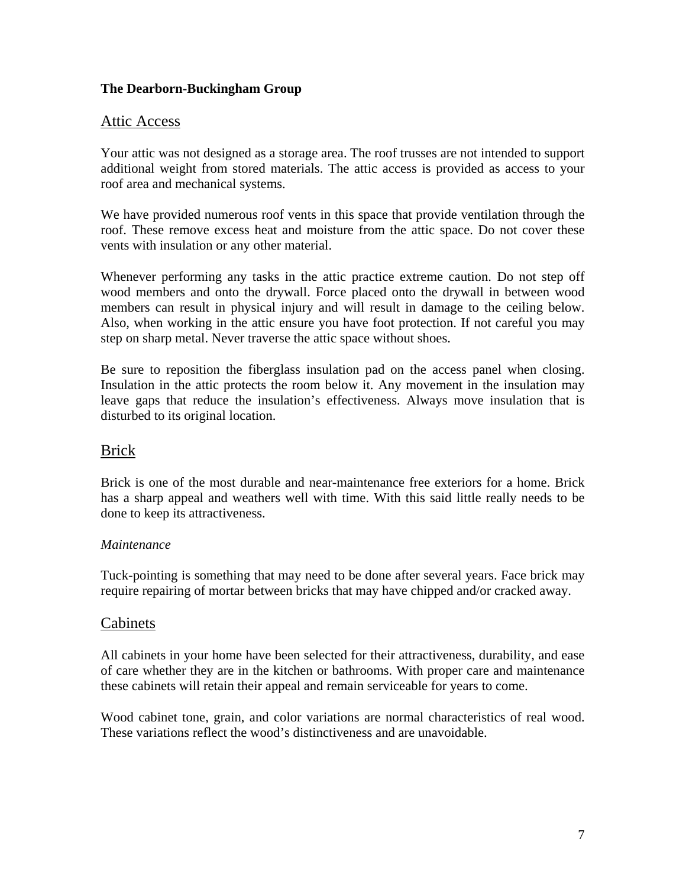**The Dearborn-Buckingham Group**

## Attic Access

Your attic was not designed as a storage area. The roof trusses are not intended to support additional weight from stored materials. The attic access is provided as access to your roof area and mechanical systems.

We have provided numerous roof vents in this space that provide ventilation through the roof. These remove excess heat and moisture from the attic space. Do not cover these vents with insulation or any other material.

Whenever performing any tasks in the attic practice extreme caution. Do not step off wood members and onto the drywall. Force placed onto the drywall in between wood members can result in physical injury and will result in damage to the ceiling below. Also, when working in the attic ensure you have foot protection. If not careful you may step on sharp metal. Never traverse the attic space without shoes.

Be sure to reposition the fiberglass insulation pad on the access panel when closing. Insulation in the attic protects the room below it. Any movement in the insulation may leave gaps that reduce the insulation's effectiveness. Always move insulation that is disturbed to its original location.

## Brick

Brick is one of the most durable and near-maintenance free exteriors for a home. Brick has a sharp appeal and weathers well with time. With this said little really needs to be done to keep its attractiveness.

*Maintenance*

Tuck-pointing is something that may need to be done after several years. Face brick may require repairing of mortar between bricks that may have chipped and/or cracked away.

## Cabinets

All cabinets in your home have been selected for their attractiveness, durability, and ease of care whether they are in the kitchen or bathrooms. With proper care and maintenance these cabinets will retain their appeal and remain serviceable for years to come.

Wood cabinet tone, grain, and color variations are normal characteristics of real wood. These variations reflect the wood's distinctiveness and are unavoidable.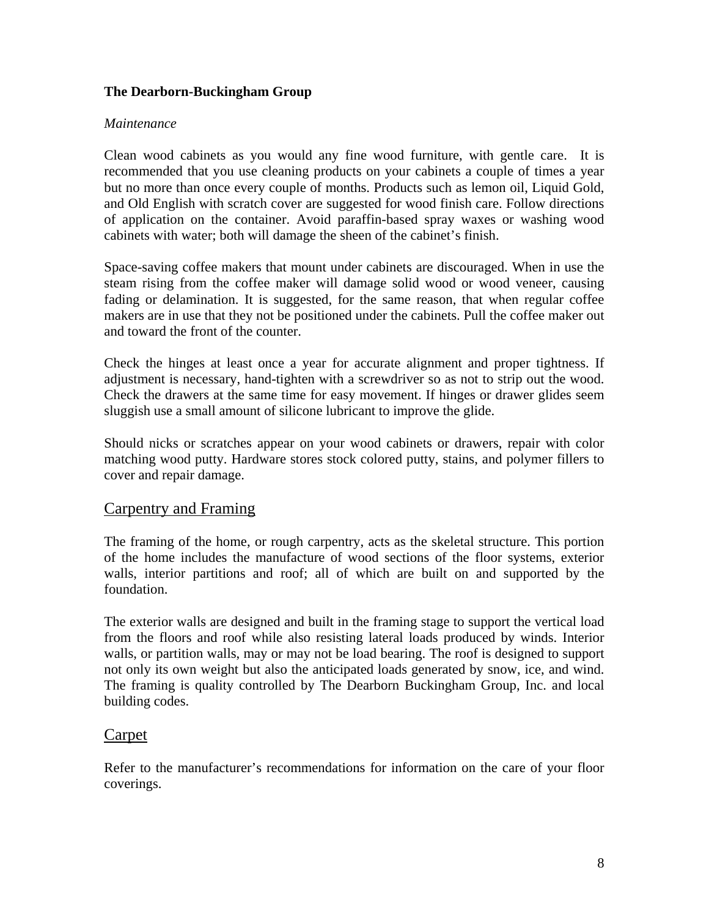**The Dearborn-Buckingham Group**

*Maintenance*

Clean wood cabinets as you would any fine wood furniture, with gentle care. It is recommended that you use cleaning products on your cabinets a couple of times a year but no more than once every couple of months. Products such as lemon oil, Liquid Gold, and Old English with scratch cover are suggested for wood finish care. Follow directions of application on the container. Avoid paraffin-based spray waxes or washing wood cabinets with water; both will damage the sheen of the cabinet's finish.

Space-saving coffee makers that mount under cabinets are discouraged. When in use the steam rising from the coffee maker will damage solid wood or wood veneer, causing fading or delamination. It is suggested, for the same reason, that when regular coffee makers are in use that they not be positioned under the cabinets. Pull the coffee maker out and toward the front of the counter.

Check the hinges at least once a year for accurate alignment and proper tightness. If adjustment is necessary, hand-tighten with a screwdriver so as not to strip out the wood. Check the drawers at the same time for easy movement. If hinges or drawer glides seem sluggish use a small amount of silicone lubricant to improve the glide.

Should nicks or scratches appear on your wood cabinets or drawers, repair with color matching wood putty. Hardware stores stock colored putty, stains, and polymer fillers to cover and repair damage.

## Carpentry and Framing

The framing of the home, or rough carpentry, acts as the skeletal structure. This portion of the home includes the manufacture of wood sections of the floor systems, exterior walls, interior partitions and roof; all of which are built on and supported by the foundation.

The exterior walls are designed and built in the framing stage to support the vertical load from the floors and roof while also resisting lateral loads produced by winds. Interior walls, or partition walls, may or may not be load bearing. The roof is designed to support not only its own weight but also the anticipated loads generated by snow, ice, and wind. The framing is quality controlled by The Dearborn Buckingham Group, Inc. and local building codes.

## Carpet

Refer to the manufacturer's recommendations for information on the care of your floor coverings.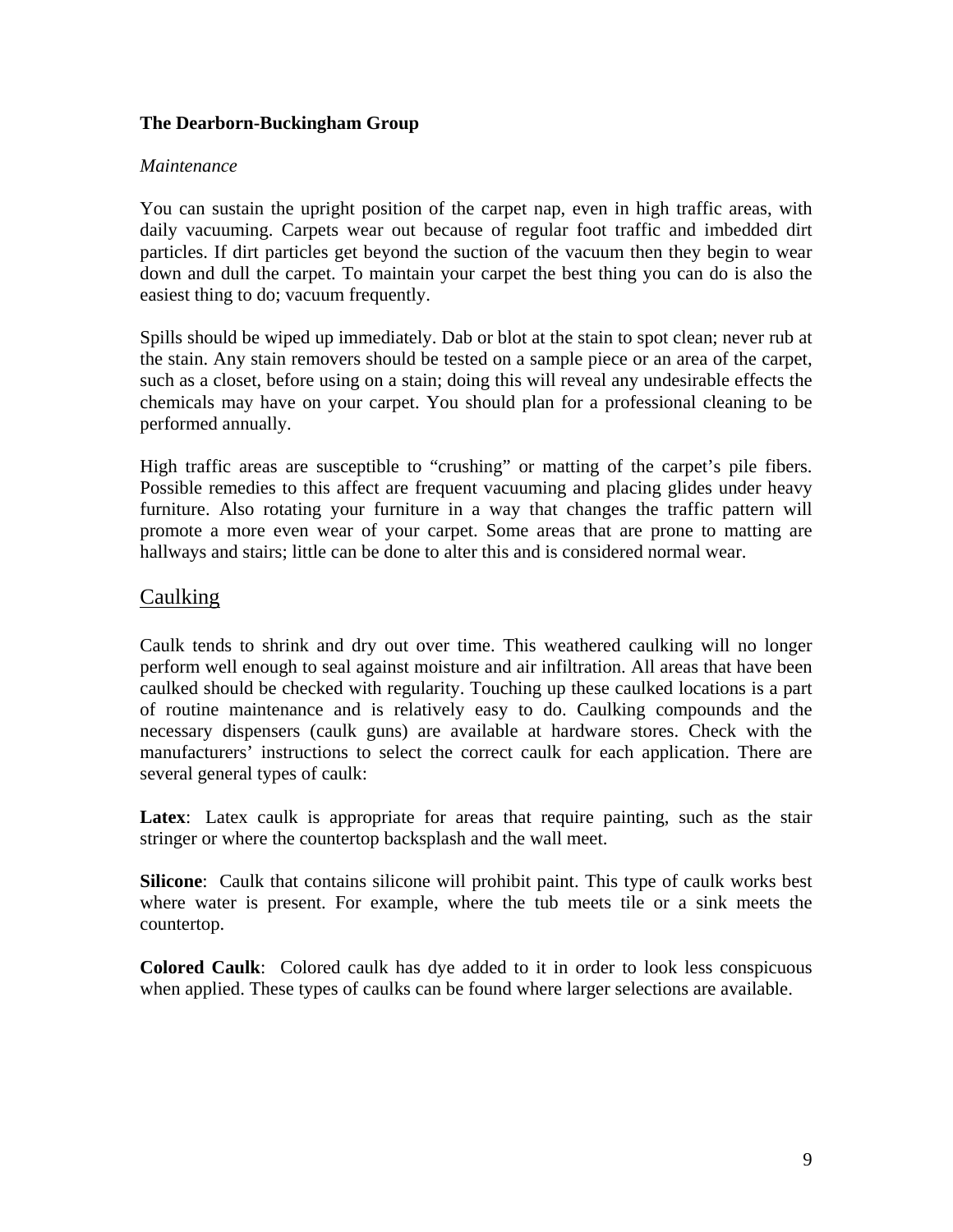**The Dearborn-Buckingham Group**

*Maintenance*

You can sustain the upright position of the carpet nap, even in high traffic areas, with daily vacuuming. Carpets wear out because of regular foot traffic and imbedded dirt particles. If dirt particles get beyond the suction of the vacuum then they begin to wear down and dull the carpet. To maintain your carpet the best thing you can do is also the easiest thing to do; vacuum frequently.

Spills should be wiped up immediately. Dab or blot at the stain to spot clean; never rub at the stain. Any stain removers should be tested on a sample piece or an area of the carpet, such as a closet, before using on a stain; doing this will reveal any undesirable effects the chemicals may have on your carpet. You should plan for a professional cleaning to be performed annually.

High traffic areas are susceptible to "crushing" or matting of the carpet's pile fibers. Possible remedies to this affect are frequent vacuuming and placing glides under heavy furniture. Also rotating your furniture in a way that changes the traffic pattern will promote a more even wear of your carpet. Some areas that are prone to matting are hallways and stairs; little can be done to alter this and is considered normal wear.

## Caulking

Caulk tends to shrink and dry out over time. This weathered caulking will no longer perform well enough to seal against moisture and air infiltration. All areas that have been caulked should be checked with regularity. Touching up these caulked locations is a part of routine maintenance and is relatively easy to do. Caulking compounds and the necessary dispensers (caulk guns) are available at hardware stores. Check with the manufacturers' instructions to select the correct caulk for each application. There are several general types of caulk:

**Latex**: Latex caulk is appropriate for areas that require painting, such as the stair stringer or where the countertop backsplash and the wall meet.

**Silicone**: Caulk that contains silicone will prohibit paint. This type of caulk works best where water is present. For example, where the tub meets tile or a sink meets the countertop.

**Colored Caulk**: Colored caulk has dye added to it in order to look less conspicuous when applied. These types of caulks can be found where larger selections are available.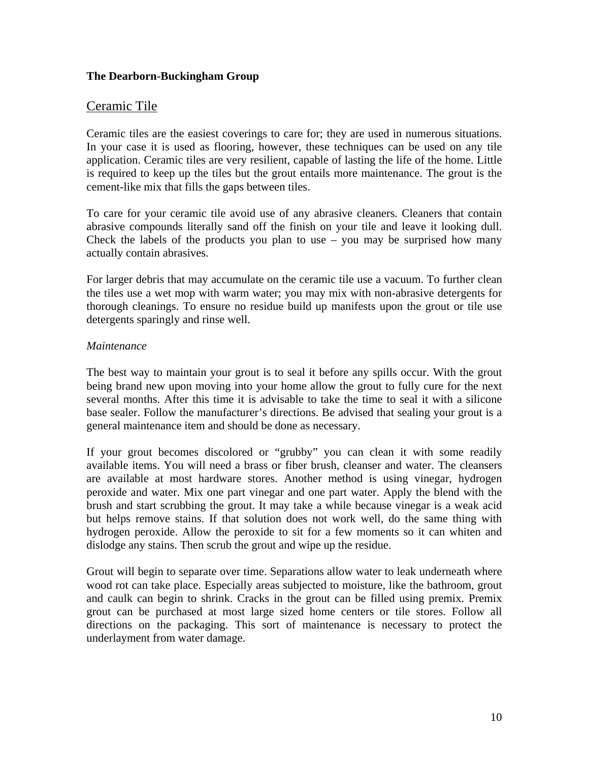**The Dearborn-Buckingham Group**

## Ceramic Tile

Ceramic tiles are the easiest coverings to care for; they are used in numerous situations. In your case it is used as flooring, however, these techniques can be used on any tile application. Ceramic tiles are very resilient, capable of lasting the life of the home. Little is required to keep up the tiles but the grout entails more maintenance. The grout is the cement-like mix that fills the gaps between tiles.

To care for your ceramic tile avoid use of any abrasive cleaners. Cleaners that contain abrasive compounds literally sand off the finish on your tile and leave it looking dull. Check the labels of the products you plan to use – you may be surprised how many actually contain abrasives.

For larger debris that may accumulate on the ceramic tile use a vacuum. To further clean the tiles use a wet mop with warm water; you may mix with non-abrasive detergents for thorough cleanings. To ensure no residue build up manifests upon the grout or tile use detergents sparingly and rinse well.

*Maintenance*

The best way to maintain your grout is to seal it before any spills occur. With the grout being brand new upon moving into your home allow the grout to fully cure for the next several months. After this time it is advisable to take the time to seal it with a silicone base sealer. Follow the manufacturer's directions. Be advised that sealing your grout is a general maintenance item and should be done as necessary.

If your grout becomes discolored or "grubby" you can clean it with some readily available items. You will need a brass or fiber brush, cleanser and water. The cleansers are available at most hardware stores. Another method is using vinegar, hydrogen peroxide and water. Mix one part vinegar and one part water. Apply the blend with the brush and start scrubbing the grout. It may take a while because vinegar is a weak acid but helps remove stains. If that solution does not work well, do the same thing with hydrogen peroxide. Allow the peroxide to sit for a few moments so it can whiten and dislodge any stains. Then scrub the grout and wipe up the residue.

Grout will begin to separate over time. Separations allow water to leak underneath where wood rot can take place. Especially areas subjected to moisture, like the bathroom, grout and caulk can begin to shrink. Cracks in the grout can be filled using premix. Premix grout can be purchased at most large sized home centers or tile stores. Follow all directions on the packaging. This sort of maintenance is necessary to protect the underlayment from water damage.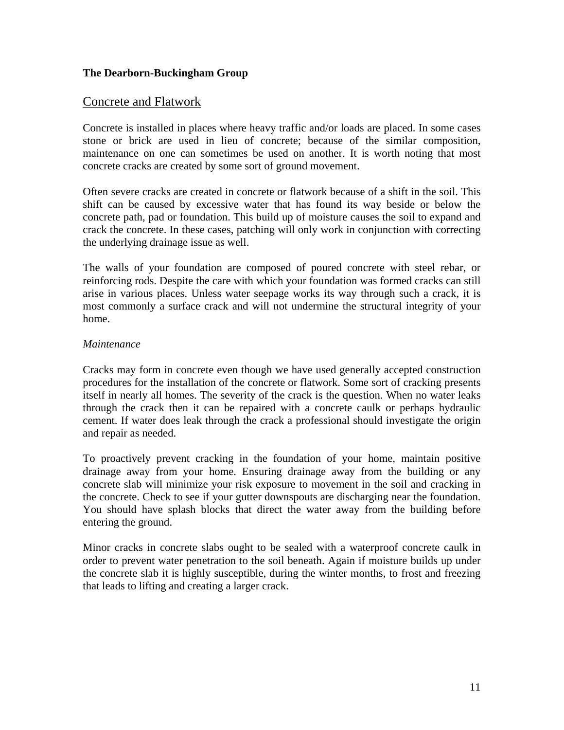**The Dearborn-Buckingham Group**

## Concrete and Flatwork

Concrete is installed in places where heavy traffic and/or loads are placed. In some cases stone or brick are used in lieu of concrete; because of the similar composition, maintenance on one can sometimes be used on another. It is worth noting that most concrete cracks are created by some sort of ground movement.

Often severe cracks are created in concrete or flatwork because of a shift in the soil. This shift can be caused by excessive water that has found its way beside or below the concrete path, pad or foundation. This build up of moisture causes the soil to expand and crack the concrete. In these cases, patching will only work in conjunction with correcting the underlying drainage issue as well.

The walls of your foundation are composed of poured concrete with steel rebar, or reinforcing rods. Despite the care with which your foundation was formed cracks can still arise in various places. Unless water seepage works its way through such a crack, it is most commonly a surface crack and will not undermine the structural integrity of your home.

*Maintenance*

Cracks may form in concrete even though we have used generally accepted construction procedures for the installation of the concrete or flatwork. Some sort of cracking presents itself in nearly all homes. The severity of the crack is the question. When no water leaks through the crack then it can be repaired with a concrete caulk or perhaps hydraulic cement. If water does leak through the crack a professional should investigate the origin and repair as needed.

To proactively prevent cracking in the foundation of your home, maintain positive drainage away from your home. Ensuring drainage away from the building or any concrete slab will minimize your risk exposure to movement in the soil and cracking in the concrete. Check to see if your gutter downspouts are discharging near the foundation. You should have splash blocks that direct the water away from the building before entering the ground.

Minor cracks in concrete slabs ought to be sealed with a waterproof concrete caulk in order to prevent water penetration to the soil beneath. Again if moisture builds up under the concrete slab it is highly susceptible, during the winter months, to frost and freezing that leads to lifting and creating a larger crack.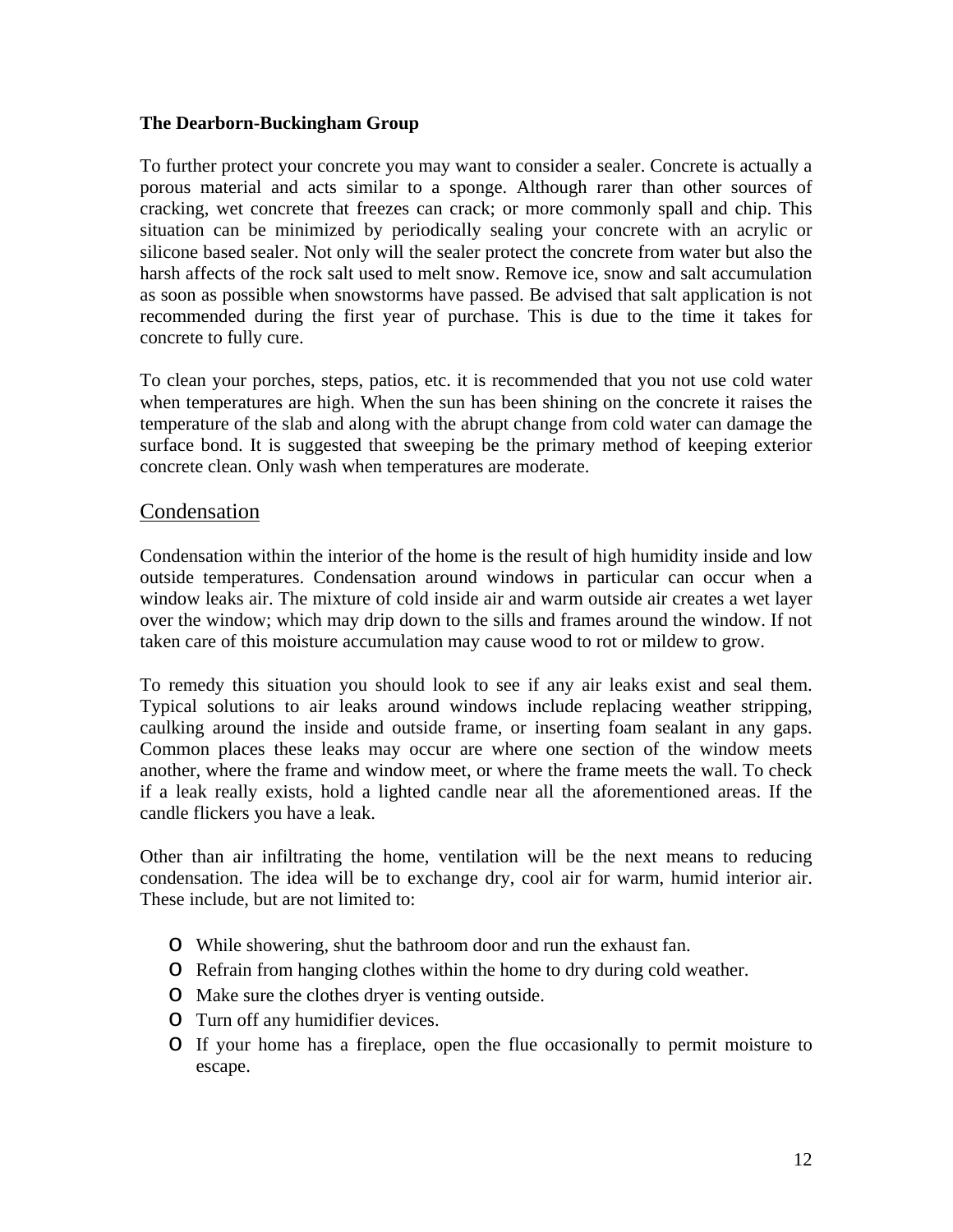**The Dearborn-Buckingham Group**

To further protect your concrete you may want to consider a sealer. Concrete is actually a porous material and acts similar to a sponge. Although rarer than other sources of cracking, wet concrete that freezes can crack; or more commonly spall and chip. This situation can be minimized by periodically sealing your concrete with an acrylic or silicone based sealer. Not only will the sealer protect the concrete from water but also the harsh affects of the rock salt used to melt snow. Remove ice, snow and salt accumulation as soon as possible when snowstorms have passed. Be advised that salt application is not recommended during the first year of purchase. This is due to the time it takes for concrete to fully cure.

To clean your porches, steps, patios, etc. it is recommended that you not use cold water when temperatures are high. When the sun has been shining on the concrete it raises the temperature of the slab and along with the abrupt change from cold water can damage the surface bond. It is suggested that sweeping be the primary method of keeping exterior concrete clean. Only wash when temperatures are moderate.

## Condensation

Condensation within the interior of the home is the result of high humidity inside and low outside temperatures. Condensation around windows in particular can occur when a window leaks air. The mixture of cold inside air and warm outside air creates a wet layer over the window; which may drip down to the sills and frames around the window. If not taken care of this moisture accumulation may cause wood to rot or mildew to grow.

To remedy this situation you should look to see if any air leaks exist and seal them. Typical solutions to air leaks around windows include replacing weather stripping, caulking around the inside and outside frame, or inserting foam sealant in any gaps. Common places these leaks may occur are where one section of the window meets another, where the frame and window meet, or where the frame meets the wall. To check if a leak really exists, hold a lighted candle near all the aforementioned areas. If the candle flickers you have a leak.

Other than air infiltrating the home, ventilation will be the next means to reducing condensation. The idea will be to exchange dry, cool air for warm, humid interior air. These include, but are not limited to:

- While showering, shut the bathroom door and run the exhaust fan.
- Refrain from hanging clothes within the home to dry during cold weather.
- Make sure the clothes dryer is venting outside.
- Turn off any humidifier devices.
- If your home has a fireplace, open the flue occasionally to permit moisture to escape.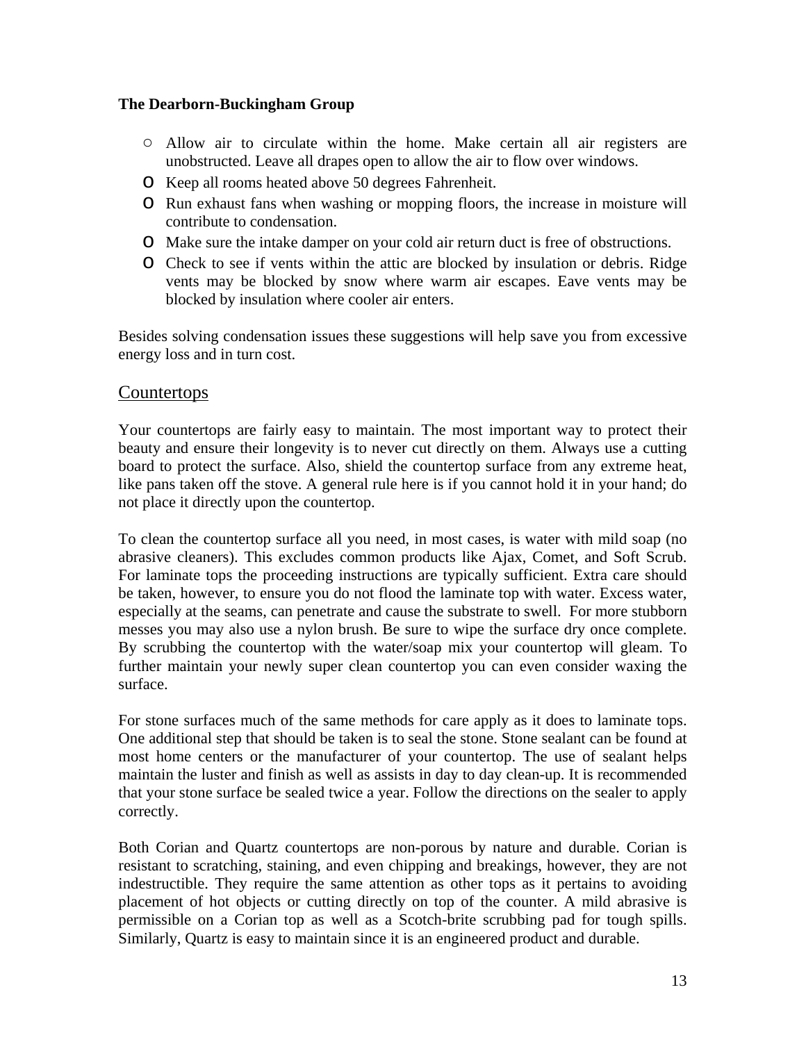- Allow air to circulate within the home. Make certain all air registers are unobstructed. Leave all drapes open to allow the air to flow over windows.
- Keep all rooms heated above 50 degrees Fahrenheit.
- Run exhaust fans when washing or mopping floors, the increase in moisture will contribute to condensation.
- Make sure the intake damper on your cold air return duct is free of obstructions.
- Check to see if vents within the attic are blocked by insulation or debris. Ridge vents may be blocked by snow where warm air escapes. Eave vents may be blocked by insulation where cooler air enters.

Besides solving condensation issues these suggestions will help save you from excessive energy loss and in turn cost.

## Countertops

Your countertops are fairly easy to maintain. The most important way to protect their beauty and ensure their longevity is to never cut directly on them. Always use a cutting board to protect the surface. Also, shield the countertop surface from any extreme heat, like pans taken off the stove. A general rule here is if you cannot hold it in your hand; do not place it directly upon the countertop.

To clean the countertop surface all you need, in most cases, is water with mild soap (no abrasive cleaners). This excludes common products like Ajax, Comet, and Soft Scrub. For laminate tops the proceeding instructions are typically sufficient. Extra care should be taken, however, to ensure you do not flood the laminate top with water. Excess water, especially at the seams, can penetrate and cause the substrate to swell. For more stubborn messes you may also use a nylon brush. Be sure to wipe the surface dry once complete. By scrubbing the countertop with the water/soap mix your countertop will gleam. To further maintain your newly super clean countertop you can even consider waxing the surface.

For stone surfaces much of the same methods for care apply as it does to laminate tops. One additional step that should be taken is to seal the stone. Stone sealant can be found at most home centers or the manufacturer of your countertop. The use of sealant helps maintain the luster and finish as well as assists in day to day clean-up. It is recommended that your stone surface be sealed twice a year. Follow the directions on the sealer to apply correctly.

Both Corian and Quartz countertops are non-porous by nature and durable. Corian is resistant to scratching, staining, and even chipping and breakings, however, they are not indestructible. They require the same attention as other tops as it pertains to avoiding placement of hot objects or cutting directly on top of the counter. A mild abrasive is permissible on a Corian top as well as a Scotch-brite scrubbing pad for tough spills. Similarly, Quartz is easy to maintain since it is an engineered product and durable.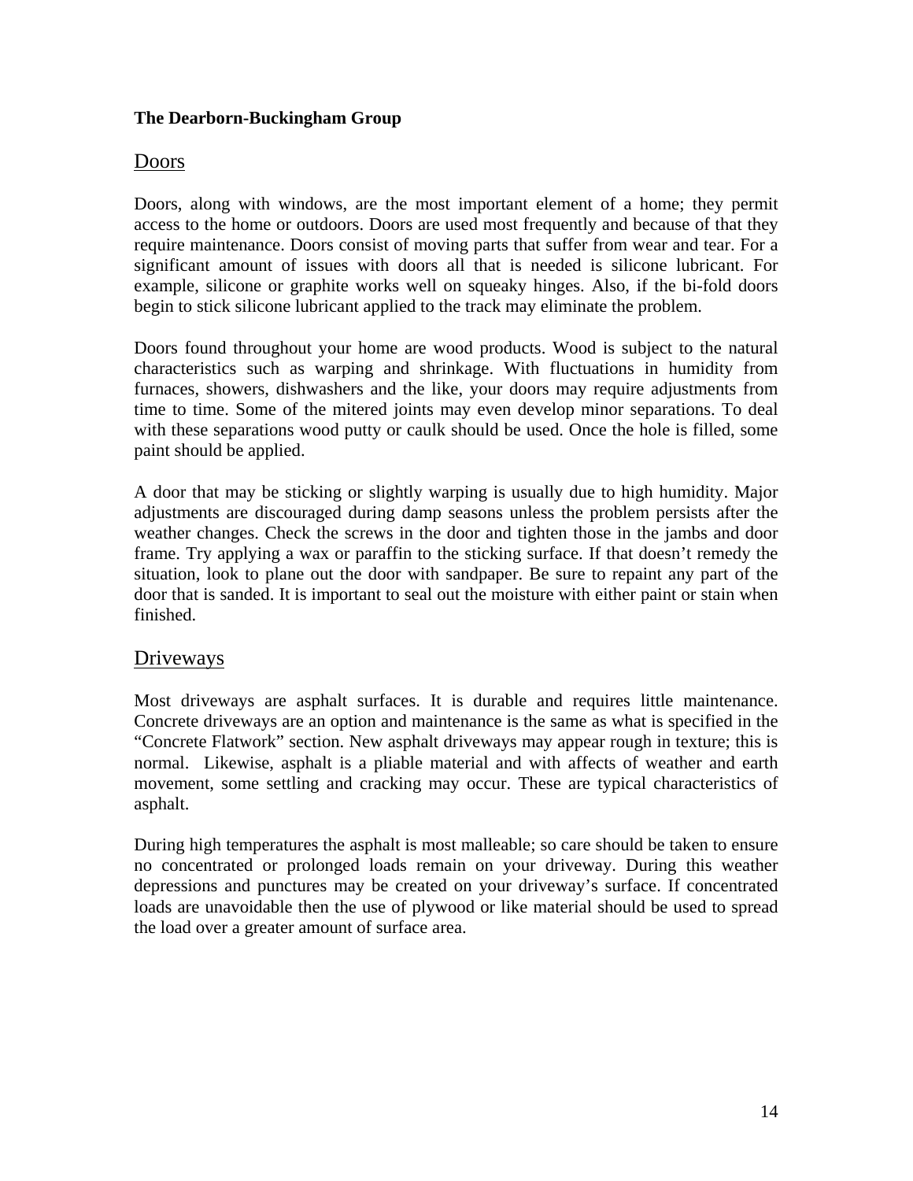**The Dearborn-Buckingham Group**

## Doors

Doors, along with windows, are the most important element of a home; they permit access to the home or outdoors. Doors are used most frequently and because of that they require maintenance. Doors consist of moving parts that suffer from wear and tear. For a significant amount of issues with doors all that is needed is silicone lubricant. For example, silicone or graphite works well on squeaky hinges. Also, if the bi-fold doors begin to stick silicone lubricant applied to the track may eliminate the problem.

Doors found throughout your home are wood products. Wood is subject to the natural characteristics such as warping and shrinkage. With fluctuations in humidity from furnaces, showers, dishwashers and the like, your doors may require adjustments from time to time. Some of the mitered joints may even develop minor separations. To deal with these separations wood putty or caulk should be used. Once the hole is filled, some paint should be applied.

A door that may be sticking or slightly warping is usually due to high humidity. Major adjustments are discouraged during damp seasons unless the problem persists after the weather changes. Check the screws in the door and tighten those in the jambs and door frame. Try applying a wax or paraffin to the sticking surface. If that doesn't remedy the situation, look to plane out the door with sandpaper. Be sure to repaint any part of the door that is sanded. It is important to seal out the moisture with either paint or stain when finished.

## Driveways

Most driveways are asphalt surfaces. It is durable and requires little maintenance. Concrete driveways are an option and maintenance is the same as what is specified in the "Concrete Flatwork" section. New asphalt driveways may appear rough in texture; this is normal. Likewise, asphalt is a pliable material and with affects of weather and earth movement, some settling and cracking may occur. These are typical characteristics of asphalt.

During high temperatures the asphalt is most malleable; so care should be taken to ensure no concentrated or prolonged loads remain on your driveway. During this weather depressions and punctures may be created on your driveway's surface. If concentrated loads are unavoidable then the use of plywood or like material should be used to spread the load over a greater amount of surface area.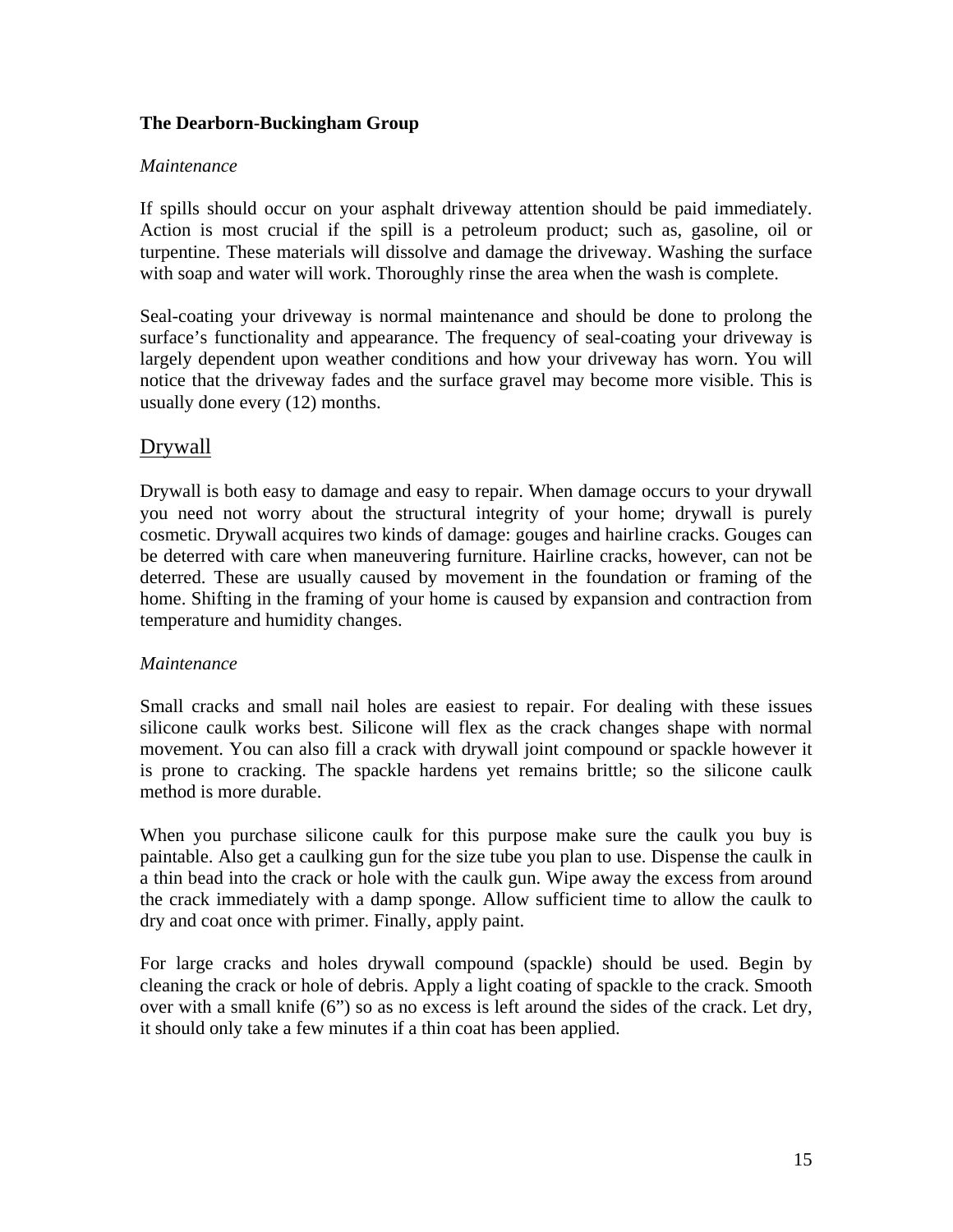**The Dearborn-Buckingham Group**

*Maintenance*

If spills should occur on your asphalt driveway attention should be paid immediately. Action is most crucial if the spill is a petroleum product; such as, gasoline, oil or turpentine. These materials will dissolve and damage the driveway. Washing the surface with soap and water will work. Thoroughly rinse the area when the wash is complete.

Seal-coating your driveway is normal maintenance and should be done to prolong the surface's functionality and appearance. The frequency of seal-coating your driveway is largely dependent upon weather conditions and how your driveway has worn. You will notice that the driveway fades and the surface gravel may become more visible. This is usually done every (12) months.

## Drywall

Drywall is both easy to damage and easy to repair. When damage occurs to your drywall you need not worry about the structural integrity of your home; drywall is purely cosmetic. Drywall acquires two kinds of damage: gouges and hairline cracks. Gouges can be deterred with care when maneuvering furniture. Hairline cracks, however, can not be deterred. These are usually caused by movement in the foundation or framing of the home. Shifting in the framing of your home is caused by expansion and contraction from temperature and humidity changes.

*Maintenance*

Small cracks and small nail holes are easiest to repair. For dealing with these issues silicone caulk works best. Silicone will flex as the crack changes shape with normal movement. You can also fill a crack with drywall joint compound or spackle however it is prone to cracking. The spackle hardens yet remains brittle; so the silicone caulk method is more durable.

When you purchase silicone caulk for this purpose make sure the caulk you buy is paintable. Also get a caulking gun for the size tube you plan to use. Dispense the caulk in a thin bead into the crack or hole with the caulk gun. Wipe away the excess from around the crack immediately with a damp sponge. Allow sufficient time to allow the caulk to dry and coat once with primer. Finally, apply paint.

For large cracks and holes drywall compound (spackle) should be used. Begin by cleaning the crack or hole of debris. Apply a light coating of spackle to the crack. Smooth over with a small knife (6") so as no excess is left around the sides of the crack. Let dry, it should only take a few minutes if a thin coat has been applied.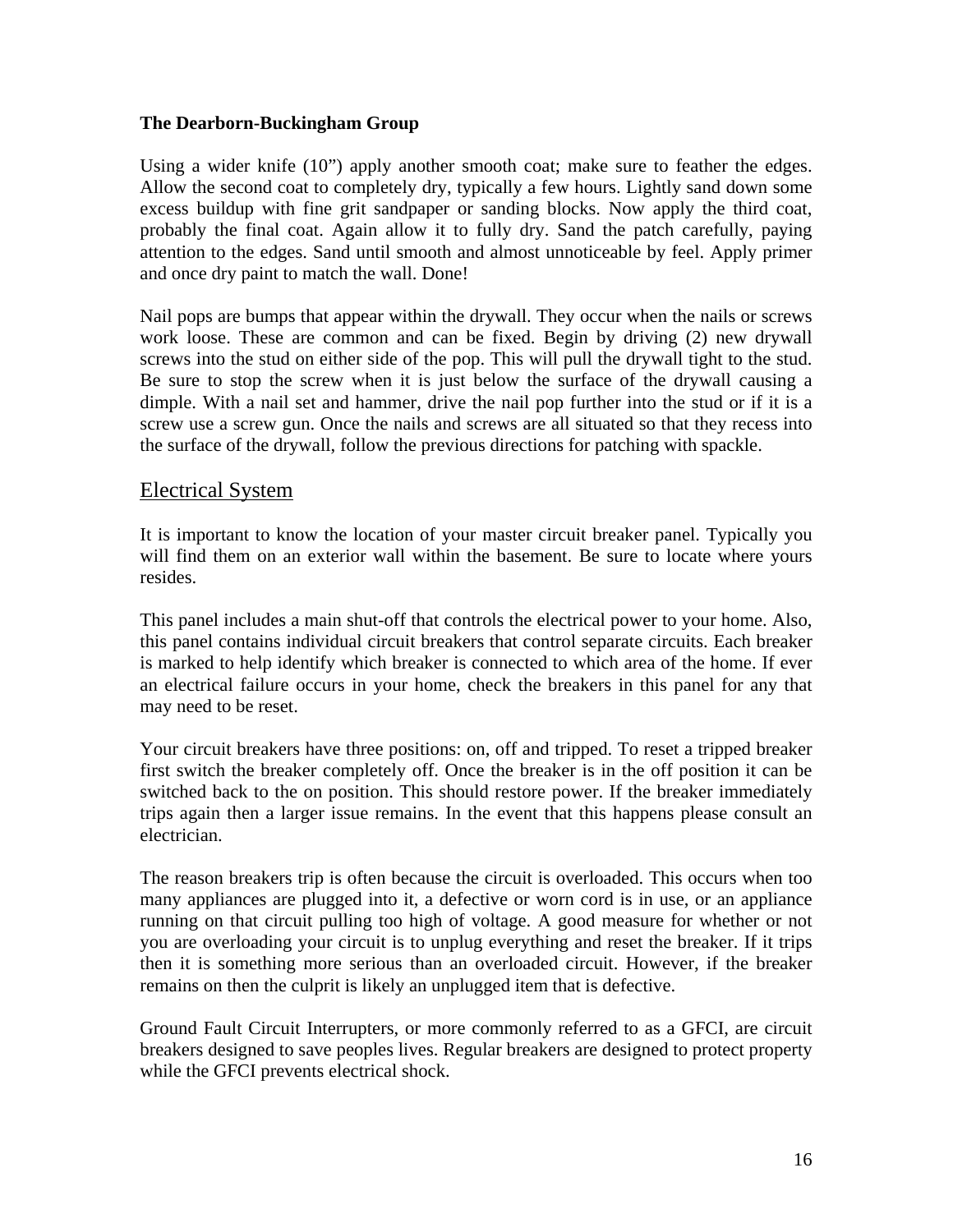**The Dearborn-Buckingham Group**

Using a wider knife (10”) apply another smooth coat; make sure to feather the edges. Allow the second coat to completely dry, typically a few hours. Lightly sand down some excess buildup with fine grit sandpaper or sanding blocks. Now apply the third coat, probably the final coat. Again allow it to fully dry. Sand the patch carefully, paying attention to the edges. Sand until smooth and almost unnoticeable by feel. Apply primer and once dry paint to match the wall. Done!

Nail pops are bumps that appear within the drywall. They occur when the nails or screws work loose. These are common and can be fixed. Begin by driving (2) new drywall screws into the stud on either side of the pop. This will pull the drywall tight to the stud. Be sure to stop the screw when it is just below the surface of the drywall causing a dimple. With a nail set and hammer, drive the nail pop further into the stud or if it is a screw use a screw gun. Once the nails and screws are all situated so that they recess into the surface of the drywall, follow the previous directions for patching with spackle.

## Electrical System

It is important to know the location of your master circuit breaker panel. Typically you will find them on an exterior wall within the basement. Be sure to locate where yours resides.

This panel includes a main shut-off that controls the electrical power to your home. Also, this panel contains individual circuit breakers that control separate circuits. Each breaker is marked to help identify which breaker is connected to which area of the home. If ever an electrical failure occurs in your home, check the breakers in this panel for any that may need to be reset.

Your circuit breakers have three positions: on, off and tripped. To reset a tripped breaker first switch the breaker completely off. Once the breaker is in the off position it can be switched back to the on position. This should restore power. If the breaker immediately trips again then a larger issue remains. In the event that this happens please consult an electrician.

The reason breakers trip is often because the circuit is overloaded. This occurs when too many appliances are plugged into it, a defective or worn cord is in use, or an appliance running on that circuit pulling too high of voltage. A good measure for whether or not you are overloading your circuit is to unplug everything and reset the breaker. If it trips then it is something more serious than an overloaded circuit. However, if the breaker remains on then the culprit is likely an unplugged item that is defective.

Ground Fault Circuit Interrupters, or more commonly referred to as a GFCI, are circuit breakers designed to save peoples lives. Regular breakers are designed to protect property while the GFCI prevents electrical shock.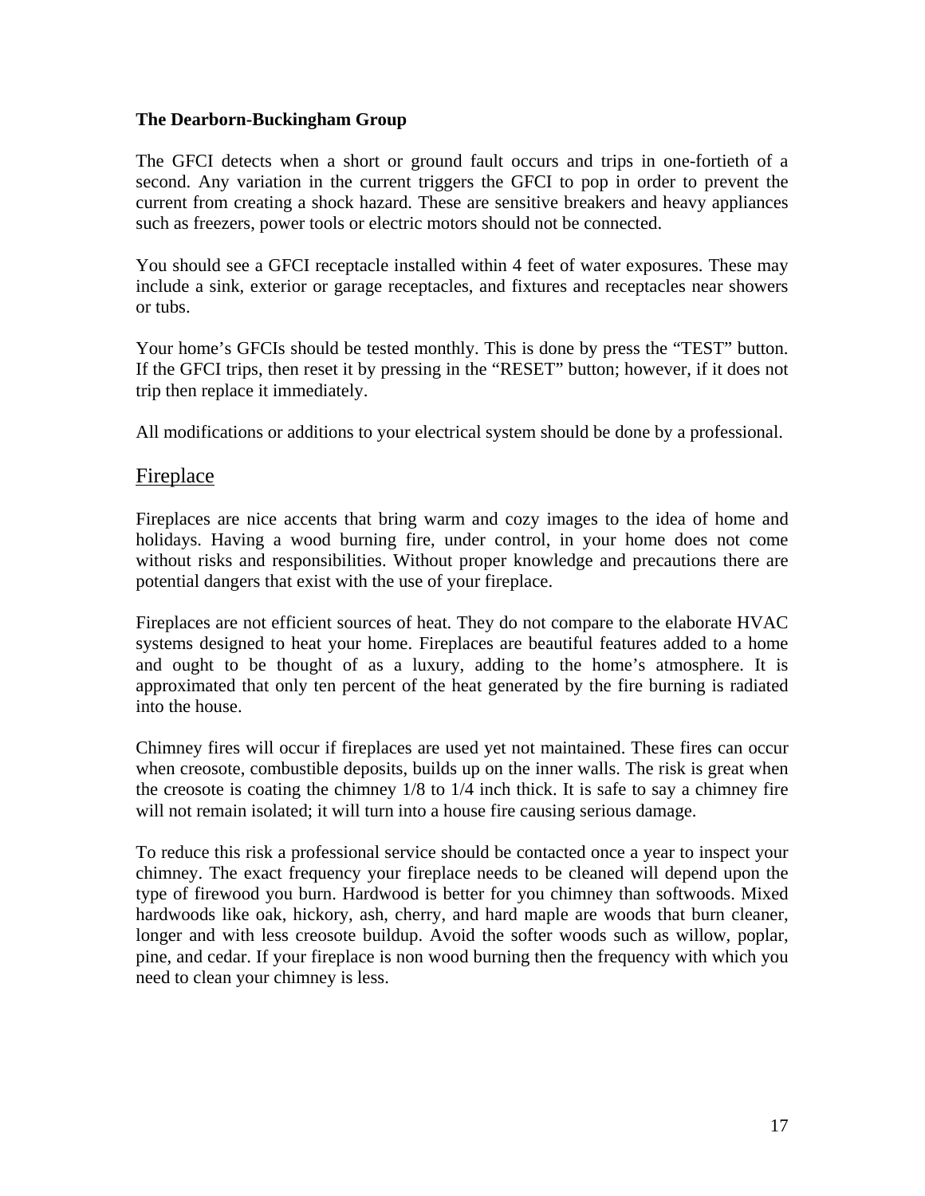The GFCI detects when a short or ground fault occurs and trips in one-fortieth of a second. Any variation in the current triggers the GFCI to pop in order to prevent the current from creating a shock hazard. These are sensitive breakers and heavy appliances such as freezers, power tools or electric motors should not be connected.

You should see a GFCI receptacle installed within 4 feet of water exposures. These may include a sink, exterior or garage receptacles, and fixtures and receptacles near showers or tubs.

Your home's GFCIs should be tested monthly. This is done by press the "TEST" button. If the GFCI trips, then reset it by pressing in the "RESET" button; however, if it does not trip then replace it immediately.

All modifications or additions to your electrical system should be done by a professional.

## Fireplace

Fireplaces are nice accents that bring warm and cozy images to the idea of home and holidays. Having a wood burning fire, under control, in your home does not come without risks and responsibilities. Without proper knowledge and precautions there are potential dangers that exist with the use of your fireplace.

Fireplaces are not efficient sources of heat. They do not compare to the elaborate HVAC systems designed to heat your home. Fireplaces are beautiful features added to a home and ought to be thought of as a luxury, adding to the home's atmosphere. It is approximated that only ten percent of the heat generated by the fire burning is radiated into the house.

Chimney fires will occur if fireplaces are used yet not maintained. These fires can occur when creosote, combustible deposits, builds up on the inner walls. The risk is great when the creosote is coating the chimney 1/8 to 1/4 inch thick. It is safe to say a chimney fire will not remain isolated; it will turn into a house fire causing serious damage.

To reduce this risk a professional service should be contacted once a year to inspect your chimney. The exact frequency your fireplace needs to be cleaned will depend upon the type of firewood you burn. Hardwood is better for you chimney than softwoods. Mixed hardwoods like oak, hickory, ash, cherry, and hard maple are woods that burn cleaner, longer and with less creosote buildup. Avoid the softer woods such as willow, poplar, pine, and cedar. If your fireplace is non wood burning then the frequency with which you need to clean your chimney is less.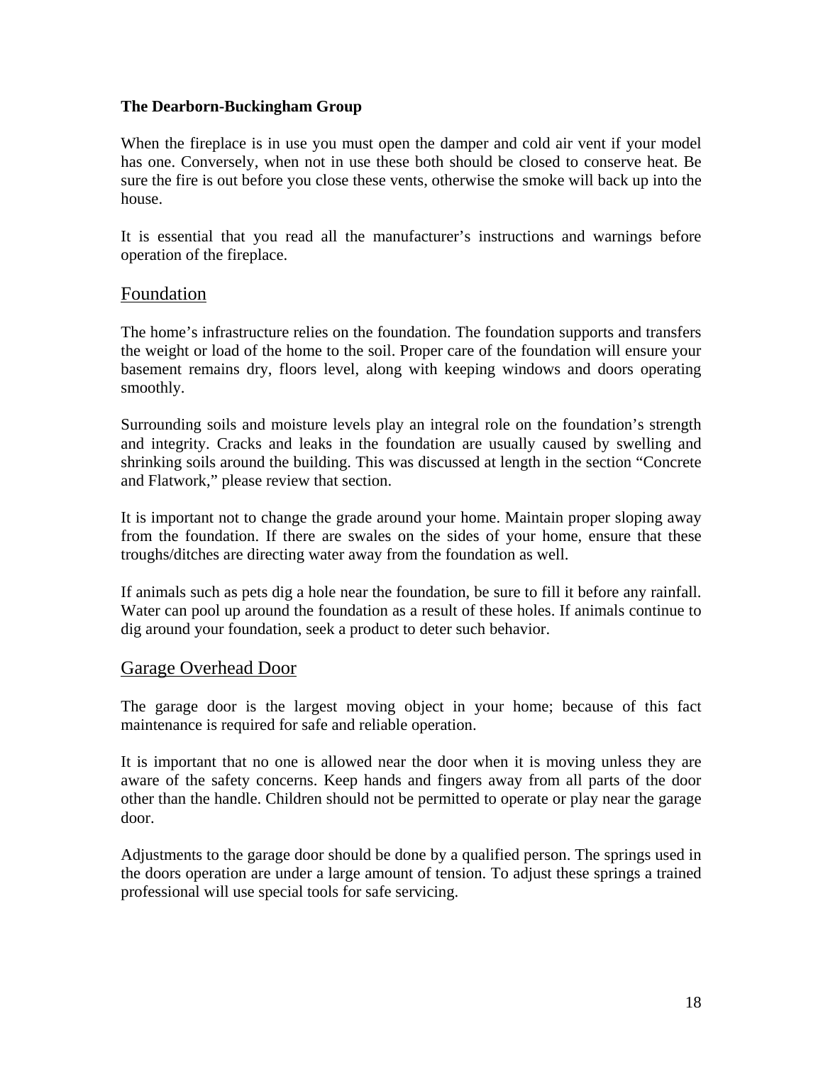**The Dearborn-Buckingham Group**

When the fireplace is in use you must open the damper and cold air vent if your model has one. Conversely, when not in use these both should be closed to conserve heat. Be sure the fire is out before you close these vents, otherwise the smoke will back up into the house.

It is essential that you read all the manufacturer's instructions and warnings before operation of the fireplace.

## Foundation

The home's infrastructure relies on the foundation. The foundation supports and transfers the weight or load of the home to the soil. Proper care of the foundation will ensure your basement remains dry, floors level, along with keeping windows and doors operating smoothly.

Surrounding soils and moisture levels play an integral role on the foundation's strength and integrity. Cracks and leaks in the foundation are usually caused by swelling and shrinking soils around the building. This was discussed at length in the section "Concrete and Flatwork," please review that section.

It is important not to change the grade around your home. Maintain proper sloping away from the foundation. If there are swales on the sides of your home, ensure that these troughs/ditches are directing water away from the foundation as well.

If animals such as pets dig a hole near the foundation, be sure to fill it before any rainfall. Water can pool up around the foundation as a result of these holes. If animals continue to dig around your foundation, seek a product to deter such behavior.

## Garage Overhead Door

The garage door is the largest moving object in your home; because of this fact maintenance is required for safe and reliable operation.

It is important that no one is allowed near the door when it is moving unless they are aware of the safety concerns. Keep hands and fingers away from all parts of the door other than the handle. Children should not be permitted to operate or play near the garage door.

Adjustments to the garage door should be done by a qualified person. The springs used in the doors operation are under a large amount of tension. To adjust these springs a trained professional will use special tools for safe servicing.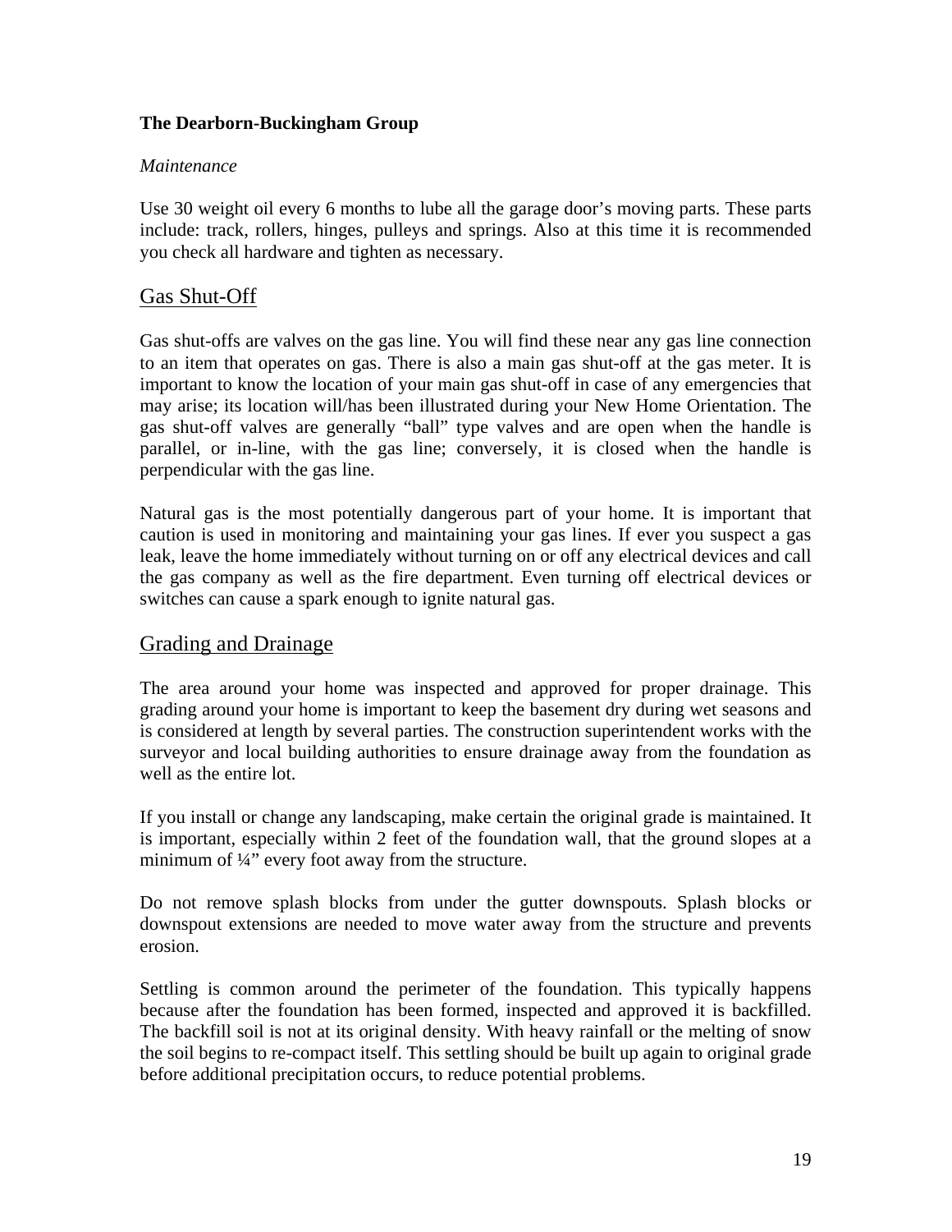**The Dearborn-Buckingham Group**

*Maintenance*

Use 30 weight oil every 6 months to lube all the garage door's moving parts. These parts include: track, rollers, hinges, pulleys and springs. Also at this time it is recommended you check all hardware and tighten as necessary.

## Gas Shut-Off

Gas shut-offs are valves on the gas line. You will find these near any gas line connection to an item that operates on gas. There is also a main gas shut-off at the gas meter. It is important to know the location of your main gas shut-off in case of any emergencies that may arise; its location will/has been illustrated during your New Home Orientation. The gas shut-off valves are generally "ball" type valves and are open when the handle is parallel, or in-line, with the gas line; conversely, it is closed when the handle is perpendicular with the gas line.

Natural gas is the most potentially dangerous part of your home. It is important that caution is used in monitoring and maintaining your gas lines. If ever you suspect a gas leak, leave the home immediately without turning on or off any electrical devices and call the gas company as well as the fire department. Even turning off electrical devices or switches can cause a spark enough to ignite natural gas.

## Grading and Drainage

The area around your home was inspected and approved for proper drainage. This grading around your home is important to keep the basement dry during wet seasons and is considered at length by several parties. The construction superintendent works with the surveyor and local building authorities to ensure drainage away from the foundation as well as the entire lot.

If you install or change any landscaping, make certain the original grade is maintained. It is important, especially within 2 feet of the foundation wall, that the ground slopes at a minimum of ¼" every foot away from the structure.

Do not remove splash blocks from under the gutter downspouts. Splash blocks or downspout extensions are needed to move water away from the structure and prevents erosion.

Settling is common around the perimeter of the foundation. This typically happens because after the foundation has been formed, inspected and approved it is backfilled. The backfill soil is not at its original density. With heavy rainfall or the melting of snow the soil begins to re-compact itself. This settling should be built up again to original grade before additional precipitation occurs, to reduce potential problems.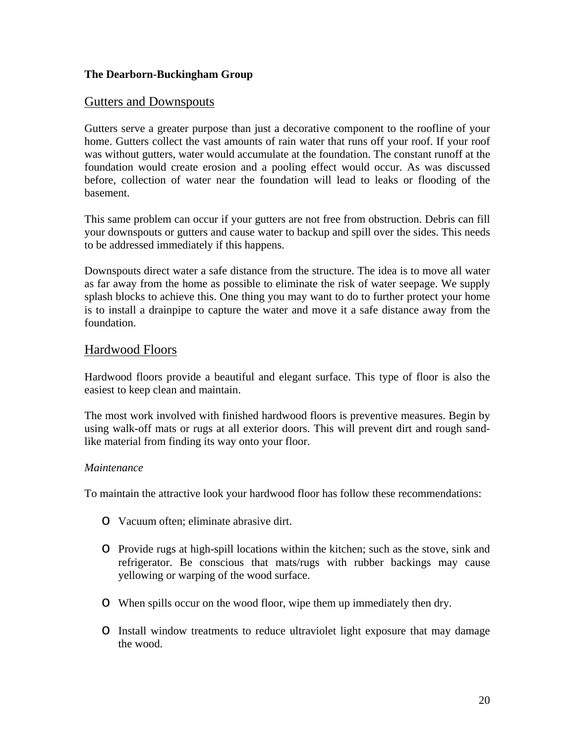**The Dearborn-Buckingham Group**

## Gutters and Downspouts

Gutters serve a greater purpose than just a decorative component to the roofline of your home. Gutters collect the vast amounts of rain water that runs off your roof. If your roof was without gutters, water would accumulate at the foundation. The constant runoff at the foundation would create erosion and a pooling effect would occur. As was discussed before, collection of water near the foundation will lead to leaks or flooding of the basement.

This same problem can occur if your gutters are not free from obstruction. Debris can fill your downspouts or gutters and cause water to backup and spill over the sides. This needs to be addressed immediately if this happens.

Downspouts direct water a safe distance from the structure. The idea is to move all water as far away from the home as possible to eliminate the risk of water seepage. We supply splash blocks to achieve this. One thing you may want to do to further protect your home is to install a drainpipe to capture the water and move it a safe distance away from the foundation.

## Hardwood Floors

Hardwood floors provide a beautiful and elegant surface. This type of floor is also the easiest to keep clean and maintain.

The most work involved with finished hardwood floors is preventive measures. Begin by using walk-off mats or rugs at all exterior doors. This will prevent dirt and rough sand-like material from finding its way onto your floor.

*Maintenance*

To maintain the attractive look your hardwood floor has follow these recommendations:

- Vacuum often; eliminate abrasive dirt.
- Provide rugs at high-spill locations within the kitchen; such as the stove, sink and refrigerator. Be conscious that mats/rugs with rubber backings may cause yellowing or warping of the wood surface.
- When spills occur on the wood floor, wipe them up immediately then dry.
- Install window treatments to reduce ultraviolet light exposure that may damage the wood.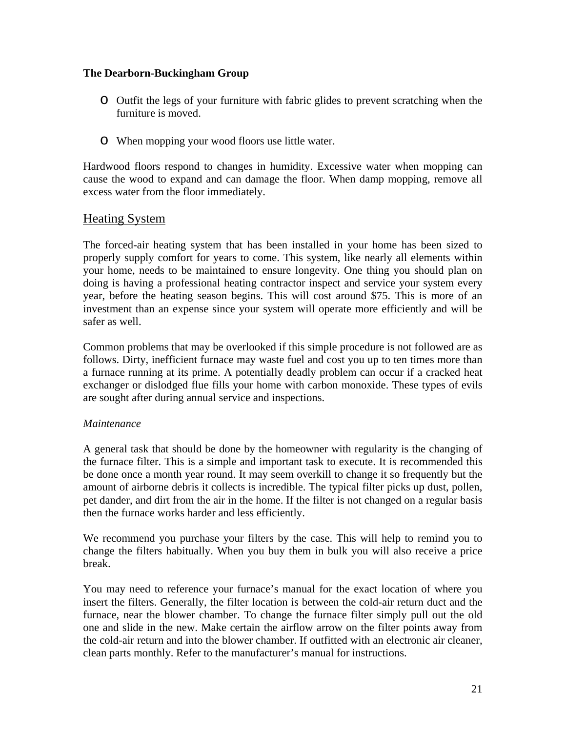- Outfit the legs of your furniture with fabric glides to prevent scratching when the furniture is moved.

- When mopping your wood floors use little water.

Hardwood floors respond to changes in humidity. Excessive water when mopping can cause the wood to expand and can damage the floor. When damp mopping, remove all excess water from the floor immediately.

## Heating System

The forced-air heating system that has been installed in your home has been sized to properly supply comfort for years to come. This system, like nearly all elements within your home, needs to be maintained to ensure longevity. One thing you should plan on doing is having a professional heating contractor inspect and service your system every year, before the heating season begins. This will cost around $75. This is more of an investment than an expense since your system will operate more efficiently and will be safer as well.

Common problems that may be overlooked if this simple procedure is not followed are as follows. Dirty, inefficient furnace may waste fuel and cost you up to ten times more than a furnace running at its prime. A potentially deadly problem can occur if a cracked heat exchanger or dislodged flue fills your home with carbon monoxide. These types of evils are sought after during annual service and inspections.

*Maintenance*

A general task that should be done by the homeowner with regularity is the changing of the furnace filter. This is a simple and important task to execute. It is recommended this be done once a month year round. It may seem overkill to change it so frequently but the amount of airborne debris it collects is incredible. The typical filter picks up dust, pollen, pet dander, and dirt from the air in the home. If the filter is not changed on a regular basis then the furnace works harder and less efficiently.

We recommend you purchase your filters by the case. This will help to remind you to change the filters habitually. When you buy them in bulk you will also receive a price break.

You may need to reference your furnace's manual for the exact location of where you insert the filters. Generally, the filter location is between the cold-air return duct and the furnace, near the blower chamber. To change the furnace filter simply pull out the old one and slide in the new. Make certain the airflow arrow on the filter points away from the cold-air return and into the blower chamber. If outfitted with an electronic air cleaner, clean parts monthly. Refer to the manufacturer's manual for instructions.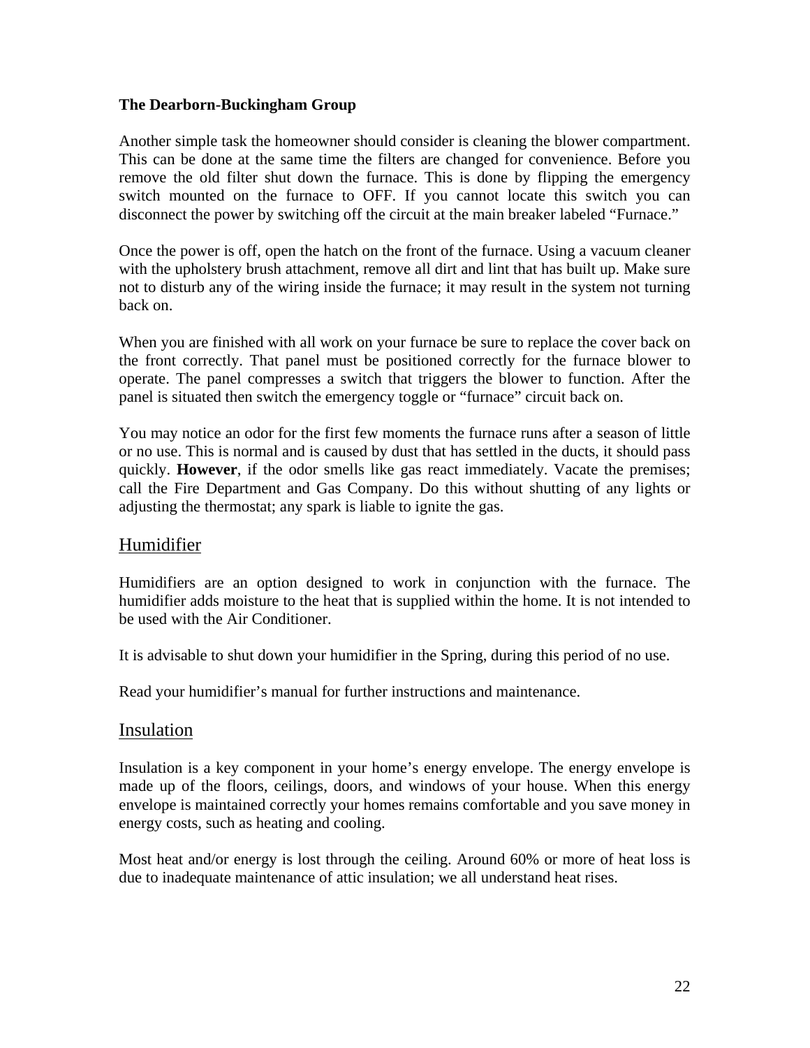**The Dearborn-Buckingham Group**

Another simple task the homeowner should consider is cleaning the blower compartment. This can be done at the same time the filters are changed for convenience. Before you remove the old filter shut down the furnace. This is done by flipping the emergency switch mounted on the furnace to OFF. If you cannot locate this switch you can disconnect the power by switching off the circuit at the main breaker labeled "Furnace."

Once the power is off, open the hatch on the front of the furnace. Using a vacuum cleaner with the upholstery brush attachment, remove all dirt and lint that has built up. Make sure not to disturb any of the wiring inside the furnace; it may result in the system not turning back on.

When you are finished with all work on your furnace be sure to replace the cover back on the front correctly. That panel must be positioned correctly for the furnace blower to operate. The panel compresses a switch that triggers the blower to function. After the panel is situated then switch the emergency toggle or "furnace" circuit back on.

You may notice an odor for the first few moments the furnace runs after a season of little or no use. This is normal and is caused by dust that has settled in the ducts, it should pass quickly. **However**, if the odor smells like gas react immediately. Vacate the premises; call the Fire Department and Gas Company. Do this without shutting of any lights or adjusting the thermostat; any spark is liable to ignite the gas.

## Humidifier

Humidifiers are an option designed to work in conjunction with the furnace. The humidifier adds moisture to the heat that is supplied within the home. It is not intended to be used with the Air Conditioner.

It is advisable to shut down your humidifier in the Spring, during this period of no use.

Read your humidifier's manual for further instructions and maintenance.

## Insulation

Insulation is a key component in your home's energy envelope. The energy envelope is made up of the floors, ceilings, doors, and windows of your house. When this energy envelope is maintained correctly your homes remains comfortable and you save money in energy costs, such as heating and cooling.

Most heat and/or energy is lost through the ceiling. Around 60% or more of heat loss is due to inadequate maintenance of attic insulation; we all understand heat rises.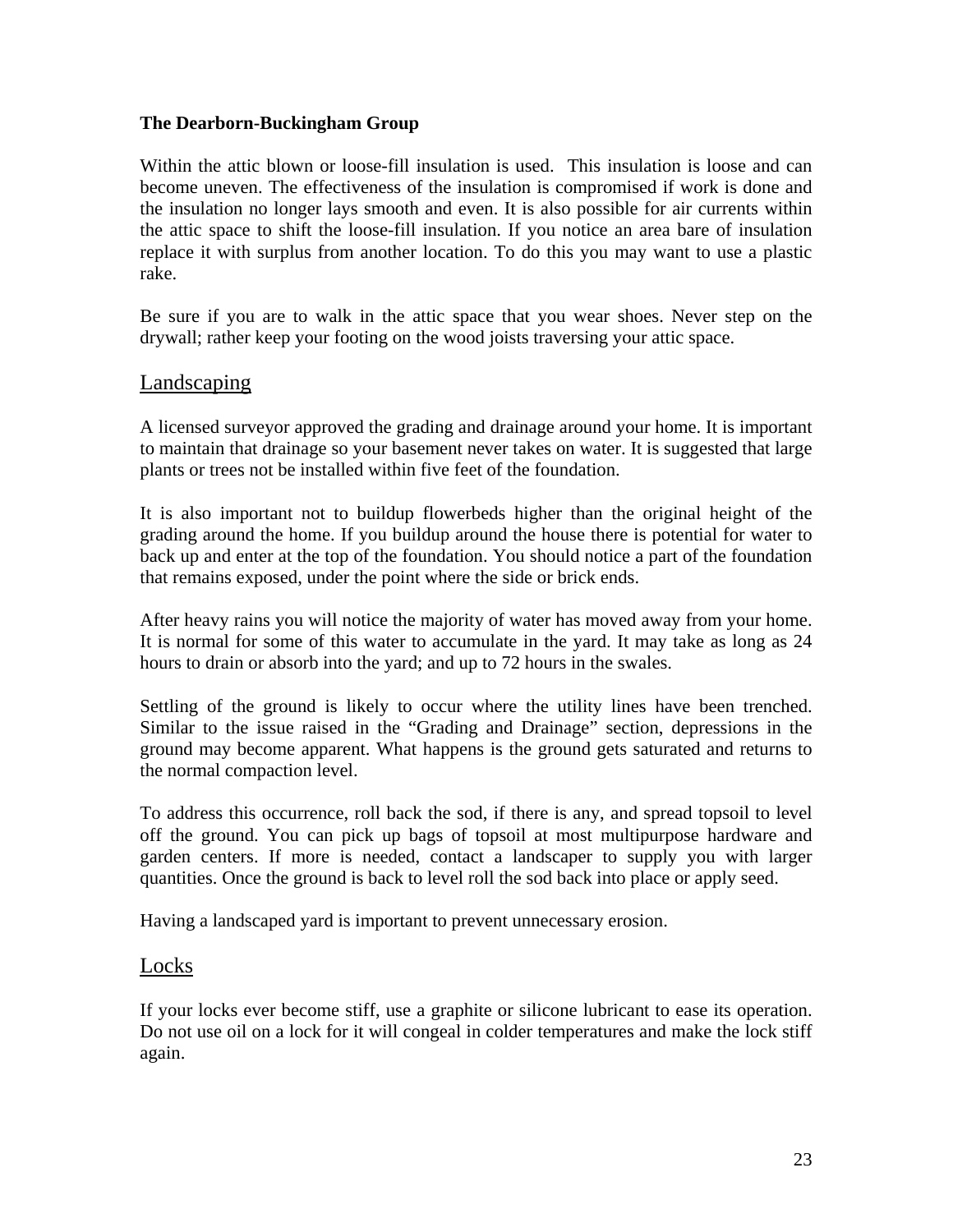Within the attic blown or loose-fill insulation is used. This insulation is loose and can become uneven. The effectiveness of the insulation is compromised if work is done and the insulation no longer lays smooth and even. It is also possible for air currents within the attic space to shift the loose-fill insulation. If you notice an area bare of insulation replace it with surplus from another location. To do this you may want to use a plastic rake.

Be sure if you are to walk in the attic space that you wear shoes. Never step on the drywall; rather keep your footing on the wood joists traversing your attic space.

## Landscaping

A licensed surveyor approved the grading and drainage around your home. It is important to maintain that drainage so your basement never takes on water. It is suggested that large plants or trees not be installed within five feet of the foundation.

It is also important not to buildup flowerbeds higher than the original height of the grading around the home. If you buildup around the house there is potential for water to back up and enter at the top of the foundation. You should notice a part of the foundation that remains exposed, under the point where the side or brick ends.

After heavy rains you will notice the majority of water has moved away from your home. It is normal for some of this water to accumulate in the yard. It may take as long as 24 hours to drain or absorb into the yard; and up to 72 hours in the swales.

Settling of the ground is likely to occur where the utility lines have been trenched. Similar to the issue raised in the "Grading and Drainage" section, depressions in the ground may become apparent. What happens is the ground gets saturated and returns to the normal compaction level.

To address this occurrence, roll back the sod, if there is any, and spread topsoil to level off the ground. You can pick up bags of topsoil at most multipurpose hardware and garden centers. If more is needed, contact a landscaper to supply you with larger quantities. Once the ground is back to level roll the sod back into place or apply seed.

Having a landscaped yard is important to prevent unnecessary erosion.

## Locks

If your locks ever become stiff, use a graphite or silicone lubricant to ease its operation. Do not use oil on a lock for it will congeal in colder temperatures and make the lock stiff again.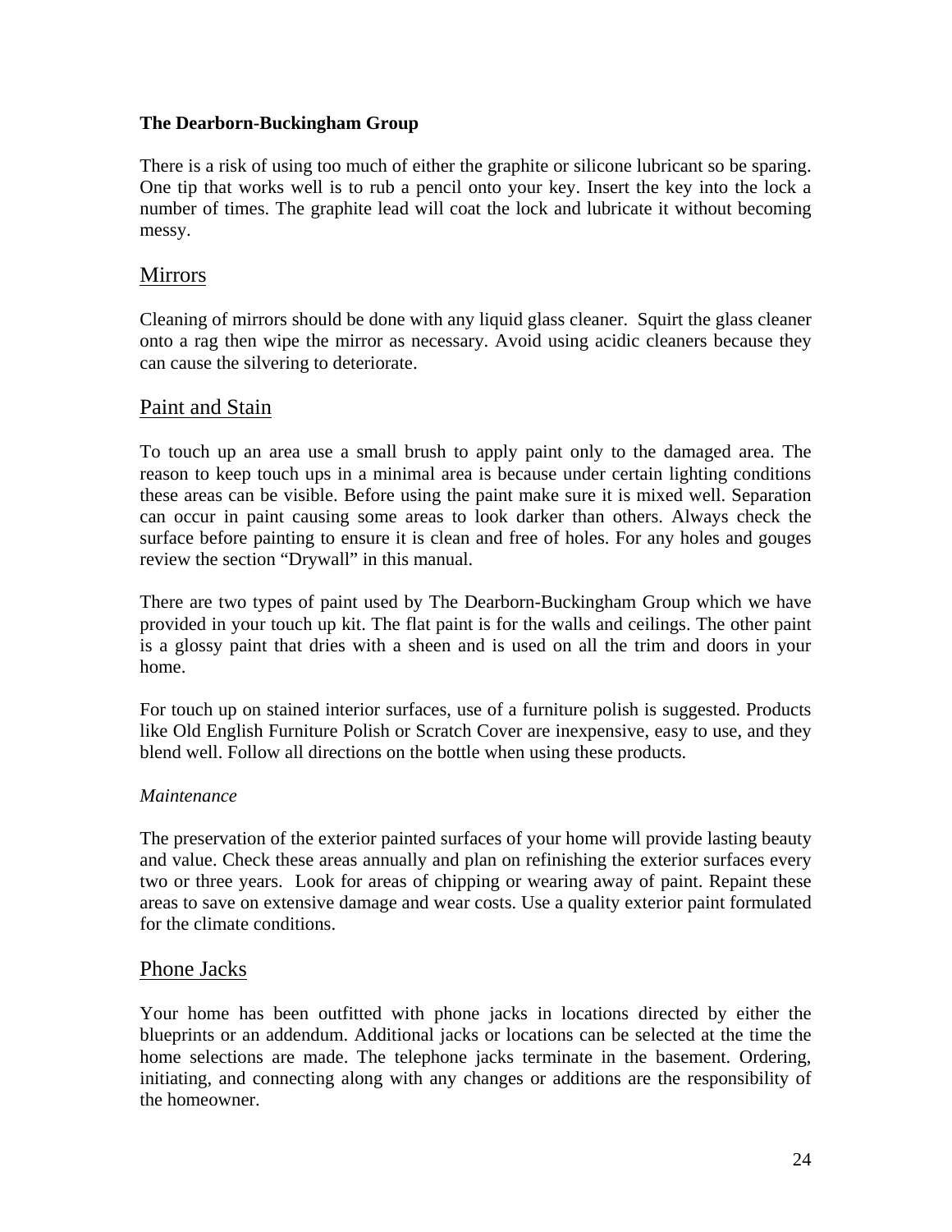There is a risk of using too much of either the graphite or silicone lubricant so be sparing. One tip that works well is to rub a pencil onto your key. Insert the key into the lock a number of times. The graphite lead will coat the lock and lubricate it without becoming messy.

## Mirrors

Cleaning of mirrors should be done with any liquid glass cleaner. Squirt the glass cleaner onto a rag then wipe the mirror as necessary. Avoid using acidic cleaners because they can cause the silvering to deteriorate.

## Paint and Stain

To touch up an area use a small brush to apply paint only to the damaged area. The reason to keep touch ups in a minimal area is because under certain lighting conditions these areas can be visible. Before using the paint make sure it is mixed well. Separation can occur in paint causing some areas to look darker than others. Always check the surface before painting to ensure it is clean and free of holes. For any holes and gouges review the section "Drywall" in this manual.

There are two types of paint used by The Dearborn-Buckingham Group which we have provided in your touch up kit. The flat paint is for the walls and ceilings. The other paint is a glossy paint that dries with a sheen and is used on all the trim and doors in your home.

For touch up on stained interior surfaces, use of a furniture polish is suggested. Products like Old English Furniture Polish or Scratch Cover are inexpensive, easy to use, and they blend well. Follow all directions on the bottle when using these products.

*Maintenance*

The preservation of the exterior painted surfaces of your home will provide lasting beauty and value. Check these areas annually and plan on refinishing the exterior surfaces every two or three years. Look for areas of chipping or wearing away of paint. Repaint these areas to save on extensive damage and wear costs. Use a quality exterior paint formulated for the climate conditions.

## Phone Jacks

Your home has been outfitted with phone jacks in locations directed by either the blueprints or an addendum. Additional jacks or locations can be selected at the time the home selections are made. The telephone jacks terminate in the basement. Ordering, initiating, and connecting along with any changes or additions are the responsibility of the homeowner.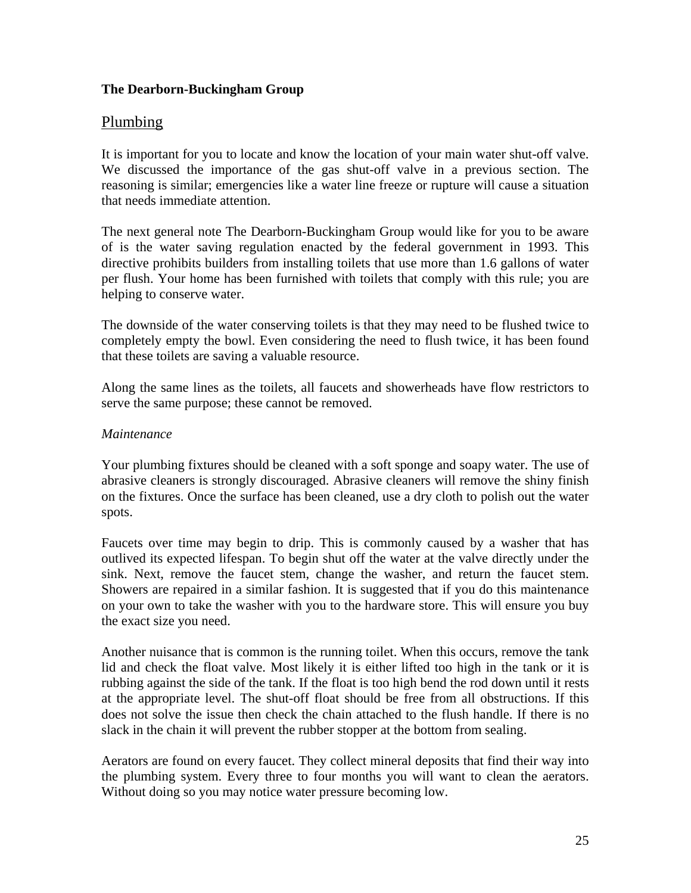**The Dearborn-Buckingham Group**

## Plumbing

It is important for you to locate and know the location of your main water shut-off valve. We discussed the importance of the gas shut-off valve in a previous section. The reasoning is similar; emergencies like a water line freeze or rupture will cause a situation that needs immediate attention.

The next general note The Dearborn-Buckingham Group would like for you to be aware of is the water saving regulation enacted by the federal government in 1993. This directive prohibits builders from installing toilets that use more than 1.6 gallons of water per flush. Your home has been furnished with toilets that comply with this rule; you are helping to conserve water.

The downside of the water conserving toilets is that they may need to be flushed twice to completely empty the bowl. Even considering the need to flush twice, it has been found that these toilets are saving a valuable resource.

Along the same lines as the toilets, all faucets and showerheads have flow restrictors to serve the same purpose; these cannot be removed.

*Maintenance*

Your plumbing fixtures should be cleaned with a soft sponge and soapy water. The use of abrasive cleaners is strongly discouraged. Abrasive cleaners will remove the shiny finish on the fixtures. Once the surface has been cleaned, use a dry cloth to polish out the water spots.

Faucets over time may begin to drip. This is commonly caused by a washer that has outlived its expected lifespan. To begin shut off the water at the valve directly under the sink. Next, remove the faucet stem, change the washer, and return the faucet stem. Showers are repaired in a similar fashion. It is suggested that if you do this maintenance on your own to take the washer with you to the hardware store. This will ensure you buy the exact size you need.

Another nuisance that is common is the running toilet. When this occurs, remove the tank lid and check the float valve. Most likely it is either lifted too high in the tank or it is rubbing against the side of the tank. If the float is too high bend the rod down until it rests at the appropriate level. The shut-off float should be free from all obstructions. If this does not solve the issue then check the chain attached to the flush handle. If there is no slack in the chain it will prevent the rubber stopper at the bottom from sealing.

Aerators are found on every faucet. They collect mineral deposits that find their way into the plumbing system. Every three to four months you will want to clean the aerators. Without doing so you may notice water pressure becoming low.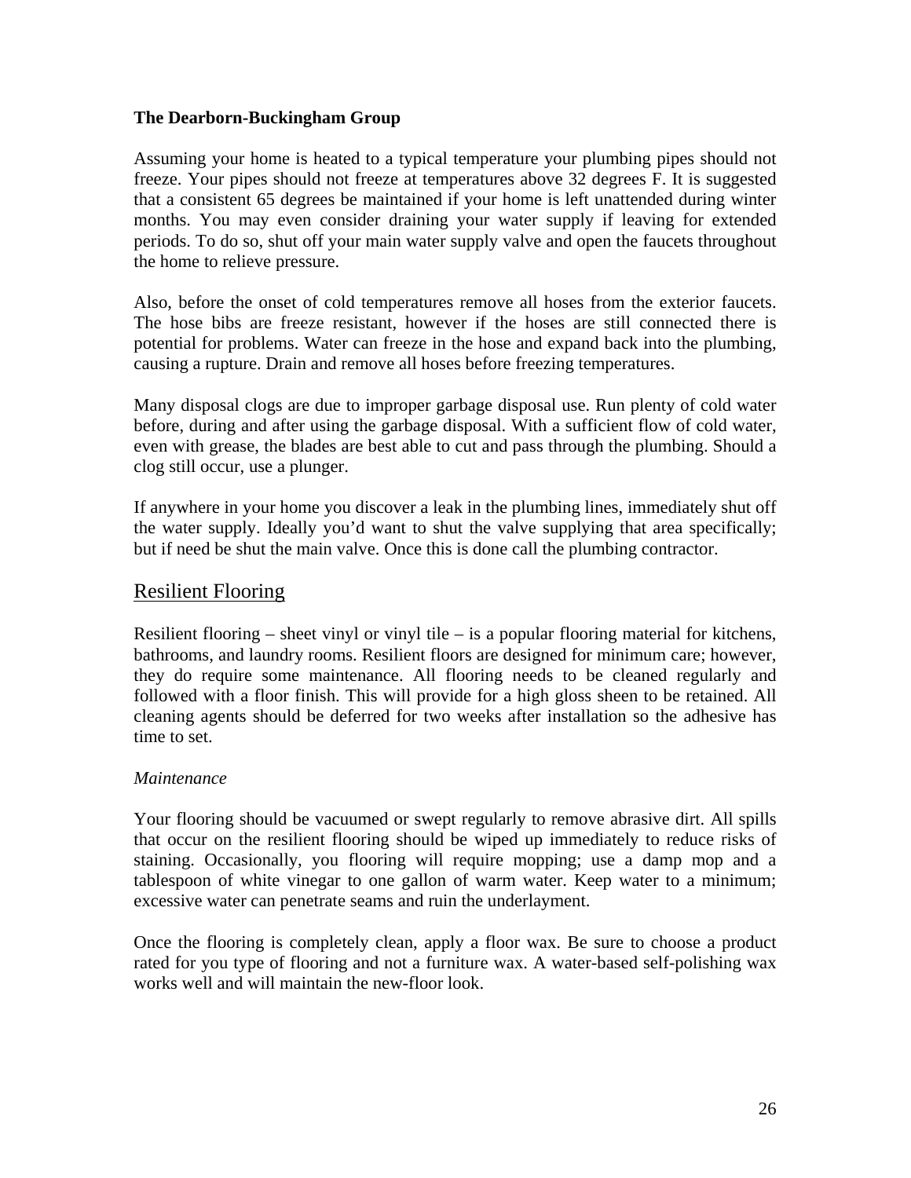**The Dearborn-Buckingham Group**

Assuming your home is heated to a typical temperature your plumbing pipes should not freeze. Your pipes should not freeze at temperatures above 32 degrees F. It is suggested that a consistent 65 degrees be maintained if your home is left unattended during winter months. You may even consider draining your water supply if leaving for extended periods. To do so, shut off your main water supply valve and open the faucets throughout the home to relieve pressure.

Also, before the onset of cold temperatures remove all hoses from the exterior faucets. The hose bibs are freeze resistant, however if the hoses are still connected there is potential for problems. Water can freeze in the hose and expand back into the plumbing, causing a rupture. Drain and remove all hoses before freezing temperatures.

Many disposal clogs are due to improper garbage disposal use. Run plenty of cold water before, during and after using the garbage disposal. With a sufficient flow of cold water, even with grease, the blades are best able to cut and pass through the plumbing. Should a clog still occur, use a plunger.

If anywhere in your home you discover a leak in the plumbing lines, immediately shut off the water supply. Ideally you'd want to shut the valve supplying that area specifically; but if need be shut the main valve. Once this is done call the plumbing contractor.

## Resilient Flooring

Resilient flooring – sheet vinyl or vinyl tile – is a popular flooring material for kitchens, bathrooms, and laundry rooms. Resilient floors are designed for minimum care; however, they do require some maintenance. All flooring needs to be cleaned regularly and followed with a floor finish. This will provide for a high gloss sheen to be retained. All cleaning agents should be deferred for two weeks after installation so the adhesive has time to set.

*Maintenance*

Your flooring should be vacuumed or swept regularly to remove abrasive dirt. All spills that occur on the resilient flooring should be wiped up immediately to reduce risks of staining. Occasionally, you flooring will require mopping; use a damp mop and a tablespoon of white vinegar to one gallon of warm water. Keep water to a minimum; excessive water can penetrate seams and ruin the underlayment.

Once the flooring is completely clean, apply a floor wax. Be sure to choose a product rated for you type of flooring and not a furniture wax. A water-based self-polishing wax works well and will maintain the new-floor look.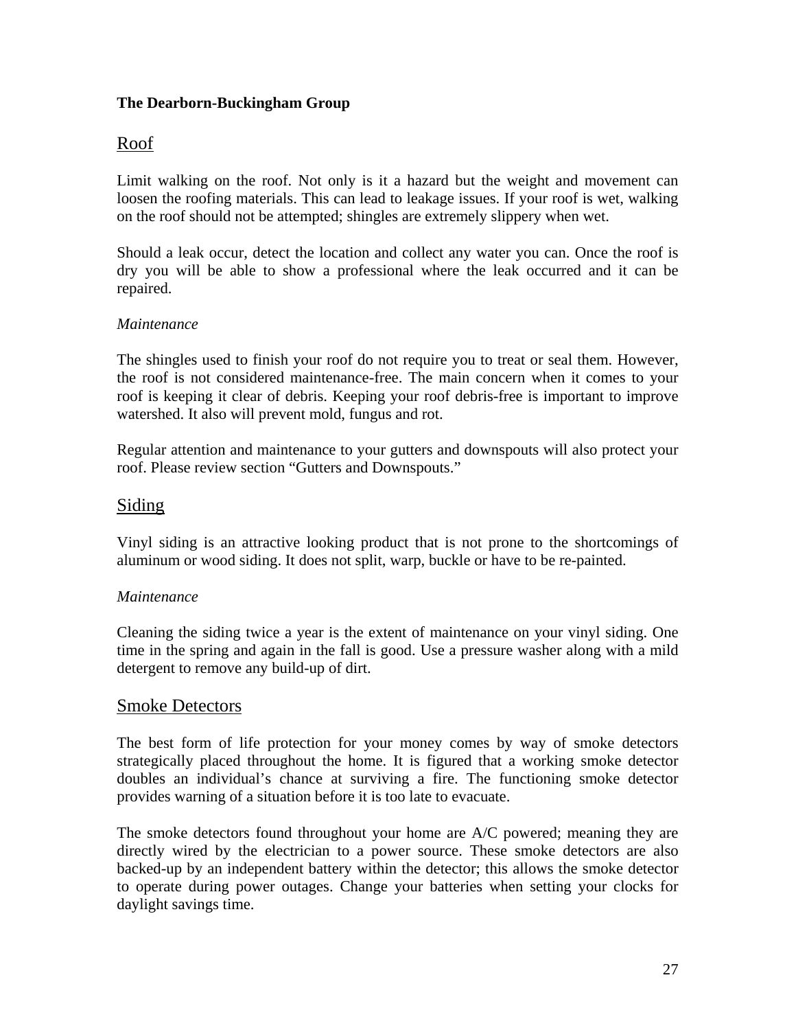**The Dearborn-Buckingham Group**

## Roof

Limit walking on the roof. Not only is it a hazard but the weight and movement can loosen the roofing materials. This can lead to leakage issues. If your roof is wet, walking on the roof should not be attempted; shingles are extremely slippery when wet.

Should a leak occur, detect the location and collect any water you can. Once the roof is dry you will be able to show a professional where the leak occurred and it can be repaired.

*Maintenance*

The shingles used to finish your roof do not require you to treat or seal them. However, the roof is not considered maintenance-free. The main concern when it comes to your roof is keeping it clear of debris. Keeping your roof debris-free is important to improve watershed. It also will prevent mold, fungus and rot.

Regular attention and maintenance to your gutters and downspouts will also protect your roof. Please review section “Gutters and Downspouts.”

## Siding

Vinyl siding is an attractive looking product that is not prone to the shortcomings of aluminum or wood siding. It does not split, warp, buckle or have to be re-painted.

*Maintenance*

Cleaning the siding twice a year is the extent of maintenance on your vinyl siding. One time in the spring and again in the fall is good. Use a pressure washer along with a mild detergent to remove any build-up of dirt.

## Smoke Detectors

The best form of life protection for your money comes by way of smoke detectors strategically placed throughout the home. It is figured that a working smoke detector doubles an individual’s chance at surviving a fire. The functioning smoke detector provides warning of a situation before it is too late to evacuate.

The smoke detectors found throughout your home are A/C powered; meaning they are directly wired by the electrician to a power source. These smoke detectors are also backed-up by an independent battery within the detector; this allows the smoke detector to operate during power outages. Change your batteries when setting your clocks for daylight savings time.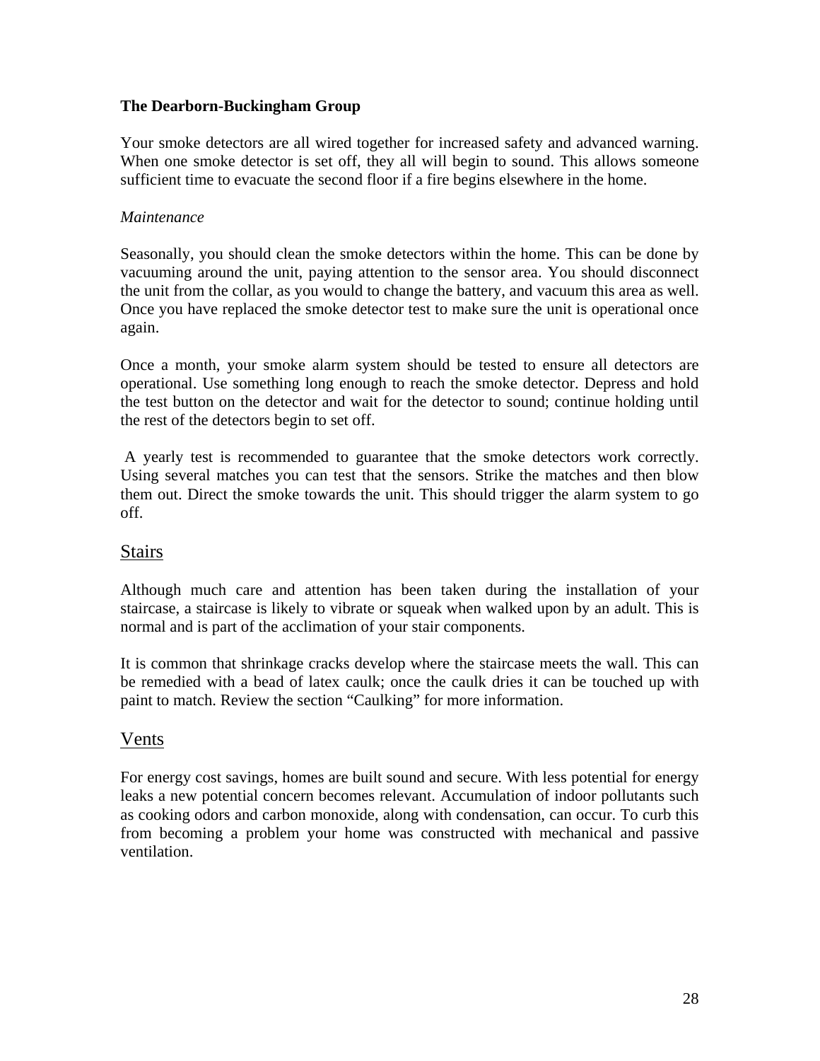Your smoke detectors are all wired together for increased safety and advanced warning. When one smoke detector is set off, they all will begin to sound. This allows someone sufficient time to evacuate the second floor if a fire begins elsewhere in the home.

*Maintenance*

Seasonally, you should clean the smoke detectors within the home. This can be done by vacuuming around the unit, paying attention to the sensor area. You should disconnect the unit from the collar, as you would to change the battery, and vacuum this area as well. Once you have replaced the smoke detector test to make sure the unit is operational once again.

Once a month, your smoke alarm system should be tested to ensure all detectors are operational. Use something long enough to reach the smoke detector. Depress and hold the test button on the detector and wait for the detector to sound; continue holding until the rest of the detectors begin to set off.

A yearly test is recommended to guarantee that the smoke detectors work correctly. Using several matches you can test that the sensors. Strike the matches and then blow them out. Direct the smoke towards the unit. This should trigger the alarm system to go off.

## Stairs

Although much care and attention has been taken during the installation of your staircase, a staircase is likely to vibrate or squeak when walked upon by an adult. This is normal and is part of the acclimation of your stair components.

It is common that shrinkage cracks develop where the staircase meets the wall. This can be remedied with a bead of latex caulk; once the caulk dries it can be touched up with paint to match. Review the section "Caulking" for more information.

## Vents

For energy cost savings, homes are built sound and secure. With less potential for energy leaks a new potential concern becomes relevant. Accumulation of indoor pollutants such as cooking odors and carbon monoxide, along with condensation, can occur. To curb this from becoming a problem your home was constructed with mechanical and passive ventilation.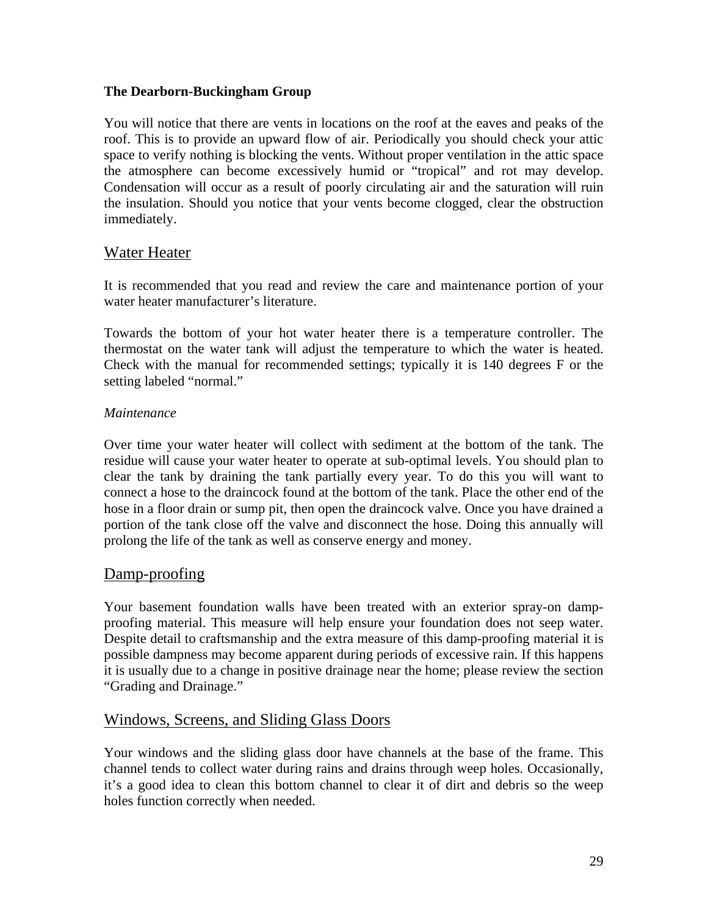**The Dearborn-Buckingham Group**

You will notice that there are vents in locations on the roof at the eaves and peaks of the roof. This is to provide an upward flow of air. Periodically you should check your attic space to verify nothing is blocking the vents. Without proper ventilation in the attic space the atmosphere can become excessively humid or "tropical" and rot may develop. Condensation will occur as a result of poorly circulating air and the saturation will ruin the insulation. Should you notice that your vents become clogged, clear the obstruction immediately.

## Water Heater

It is recommended that you read and review the care and maintenance portion of your water heater manufacturer's literature.

Towards the bottom of your hot water heater there is a temperature controller. The thermostat on the water tank will adjust the temperature to which the water is heated. Check with the manual for recommended settings; typically it is 140 degrees F or the setting labeled "normal."

*Maintenance*

Over time your water heater will collect with sediment at the bottom of the tank. The residue will cause your water heater to operate at sub-optimal levels. You should plan to clear the tank by draining the tank partially every year. To do this you will want to connect a hose to the draincock found at the bottom of the tank. Place the other end of the hose in a floor drain or sump pit, then open the draincock valve. Once you have drained a portion of the tank close off the valve and disconnect the hose. Doing this annually will prolong the life of the tank as well as conserve energy and money.

## Damp-proofing

Your basement foundation walls have been treated with an exterior spray-on damp-proofing material. This measure will help ensure your foundation does not seep water. Despite detail to craftsmanship and the extra measure of this damp-proofing material it is possible dampness may become apparent during periods of excessive rain. If this happens it is usually due to a change in positive drainage near the home; please review the section "Grading and Drainage."

## Windows, Screens, and Sliding Glass Doors

Your windows and the sliding glass door have channels at the base of the frame. This channel tends to collect water during rains and drains through weep holes. Occasionally, it's a good idea to clean this bottom channel to clear it of dirt and debris so the weep holes function correctly when needed.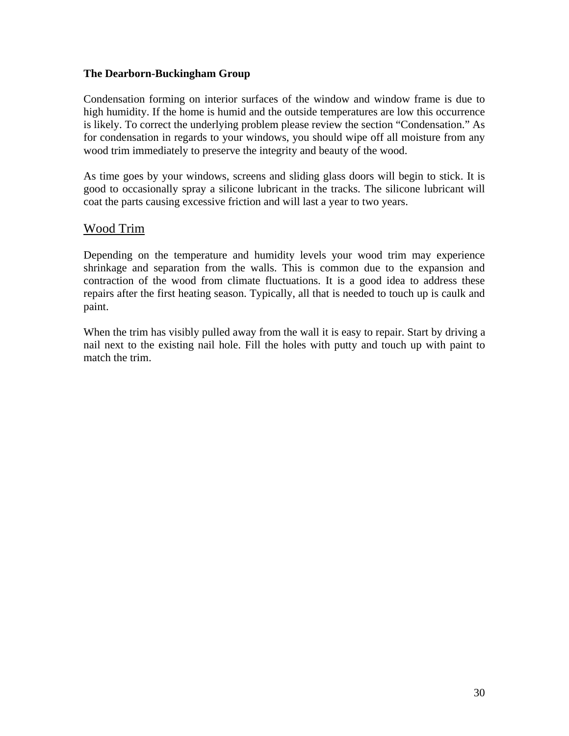**The Dearborn-Buckingham Group**

Condensation forming on interior surfaces of the window and window frame is due to high humidity. If the home is humid and the outside temperatures are low this occurrence is likely. To correct the underlying problem please review the section "Condensation." As for condensation in regards to your windows, you should wipe off all moisture from any wood trim immediately to preserve the integrity and beauty of the wood.

As time goes by your windows, screens and sliding glass doors will begin to stick. It is good to occasionally spray a silicone lubricant in the tracks. The silicone lubricant will coat the parts causing excessive friction and will last a year to two years.

## Wood Trim

Depending on the temperature and humidity levels your wood trim may experience shrinkage and separation from the walls. This is common due to the expansion and contraction of the wood from climate fluctuations. It is a good idea to address these repairs after the first heating season. Typically, all that is needed to touch up is caulk and paint.

When the trim has visibly pulled away from the wall it is easy to repair. Start by driving a nail next to the existing nail hole. Fill the holes with putty and touch up with paint to match the trim.